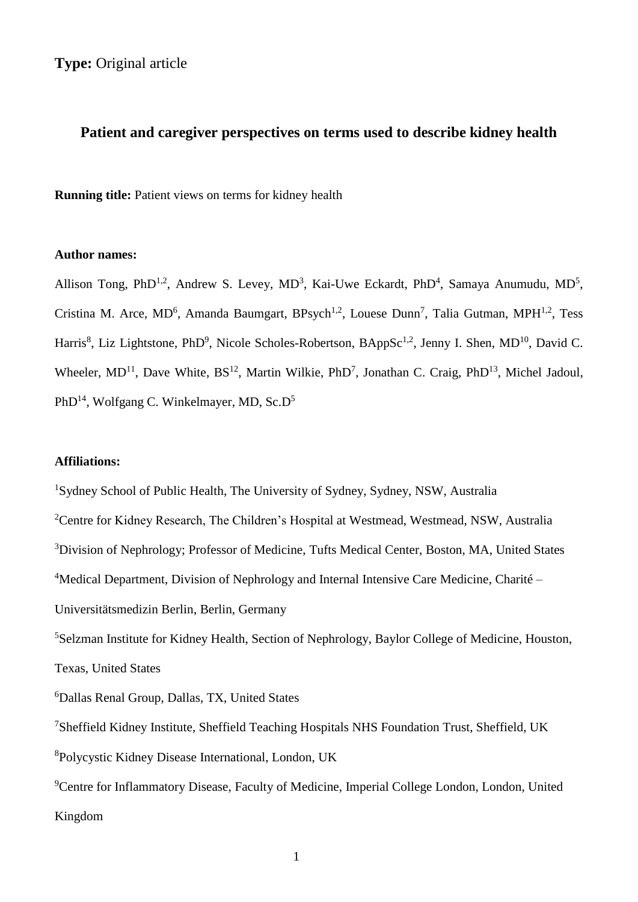**Type:** Original article

# Patient and caregiver perspectives on terms used to describe kidney health

**Running title:** Patient views on terms for kidney health

**Author names:**

Allison Tong, PhD[1,2], Andrew S. Levey, MD[3], Kai-Uwe Eckardt, PhD[4], Samaya Anumudu, MD[5], Cristina M. Arce, MD[6], Amanda Baumgart, BPsych[1,2], Louese Dunn[7], Talia Gutman, MPH[1,2], Tess Harris[8], Liz Lightstone, PhD[9], Nicole Scholes-Robertson, BAppSc[1,2], Jenny I. Shen, MD[10], David C. Wheeler, MD[11], Dave White, BS[12], Martin Wilkie, PhD[7], Jonathan C. Craig, PhD[13], Michel Jadoul, PhD[14], Wolfgang C. Winkelmayer, MD, Sc.D[5]

**Affiliations:**

[1]Sydney School of Public Health, The University of Sydney, Sydney, NSW, Australia

[2]Centre for Kidney Research, The Children's Hospital at Westmead, Westmead, NSW, Australia

[3]Division of Nephrology; Professor of Medicine, Tufts Medical Center, Boston, MA, United States

[4]Medical Department, Division of Nephrology and Internal Intensive Care Medicine, Charité – Universitätsmedizin Berlin, Berlin, Germany

[5]Selzman Institute for Kidney Health, Section of Nephrology, Baylor College of Medicine, Houston, Texas, United States

[6]Dallas Renal Group, Dallas, TX, United States

[7]Sheffield Kidney Institute, Sheffield Teaching Hospitals NHS Foundation Trust, Sheffield, UK

[8]Polycystic Kidney Disease International, London, UK

[9]Centre for Inflammatory Disease, Faculty of Medicine, Imperial College London, London, United Kingdom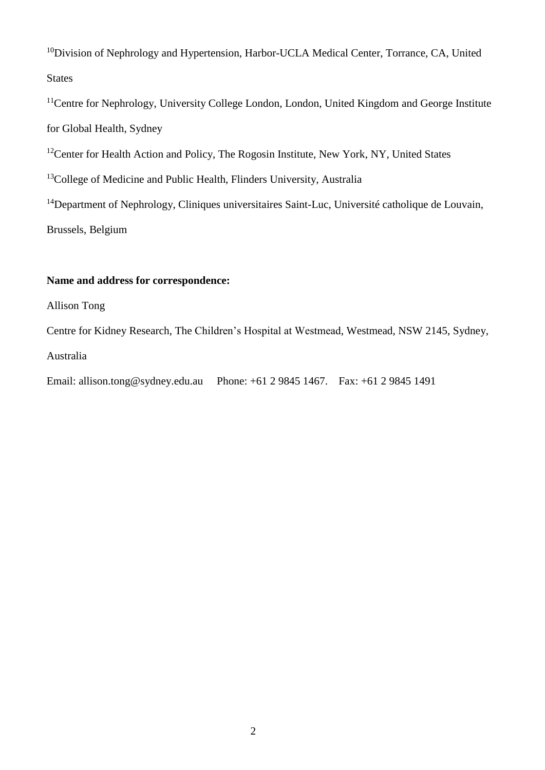[10]Division of Nephrology and Hypertension, Harbor-UCLA Medical Center, Torrance, CA, United States

[11]Centre for Nephrology, University College London, London, United Kingdom and George Institute for Global Health, Sydney

[12]Center for Health Action and Policy, The Rogosin Institute, New York, NY, United States

[13]College of Medicine and Public Health, Flinders University, Australia

[14]Department of Nephrology, Cliniques universitaires Saint-Luc, Université catholique de Louvain, Brussels, Belgium

**Name and address for correspondence:**

Allison Tong

Centre for Kidney Research, The Children's Hospital at Westmead, Westmead, NSW 2145, Sydney, Australia

Email: allison.tong@sydney.edu.au Phone: +61 2 9845 1467. Fax: +61 2 9845 1491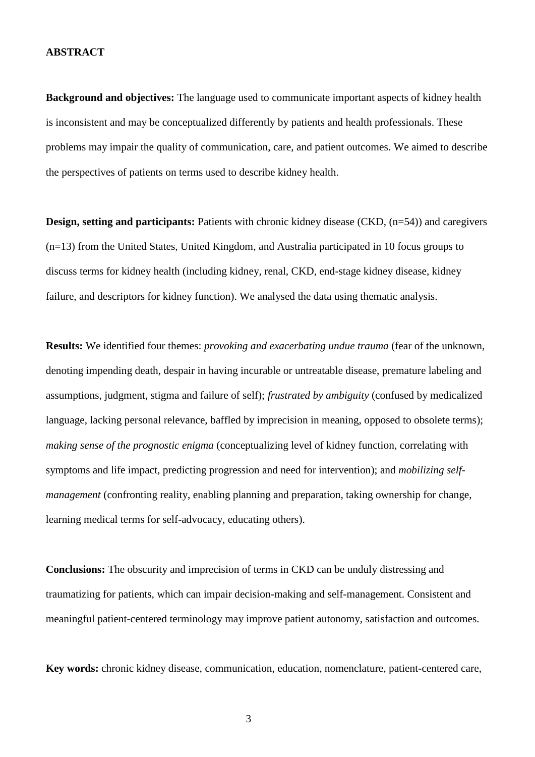## ABSTRACT

**Background and objectives:** The language used to communicate important aspects of kidney health is inconsistent and may be conceptualized differently by patients and health professionals. These problems may impair the quality of communication, care, and patient outcomes. We aimed to describe the perspectives of patients on terms used to describe kidney health.

**Design, setting and participants:** Patients with chronic kidney disease (CKD, (n=54)) and caregivers (n=13) from the United States, United Kingdom, and Australia participated in 10 focus groups to discuss terms for kidney health (including kidney, renal, CKD, end-stage kidney disease, kidney failure, and descriptors for kidney function). We analysed the data using thematic analysis.

**Results:** We identified four themes: *provoking and exacerbating undue trauma* (fear of the unknown, denoting impending death, despair in having incurable or untreatable disease, premature labeling and assumptions, judgment, stigma and failure of self); *frustrated by ambiguity* (confused by medicalized language, lacking personal relevance, baffled by imprecision in meaning, opposed to obsolete terms); *making sense of the prognostic enigma* (conceptualizing level of kidney function, correlating with symptoms and life impact, predicting progression and need for intervention); and *mobilizing self-management* (confronting reality, enabling planning and preparation, taking ownership for change, learning medical terms for self-advocacy, educating others).

**Conclusions:** The obscurity and imprecision of terms in CKD can be unduly distressing and traumatizing for patients, which can impair decision-making and self-management. Consistent and meaningful patient-centered terminology may improve patient autonomy, satisfaction and outcomes.

**Key words:** chronic kidney disease, communication, education, nomenclature, patient-centered care,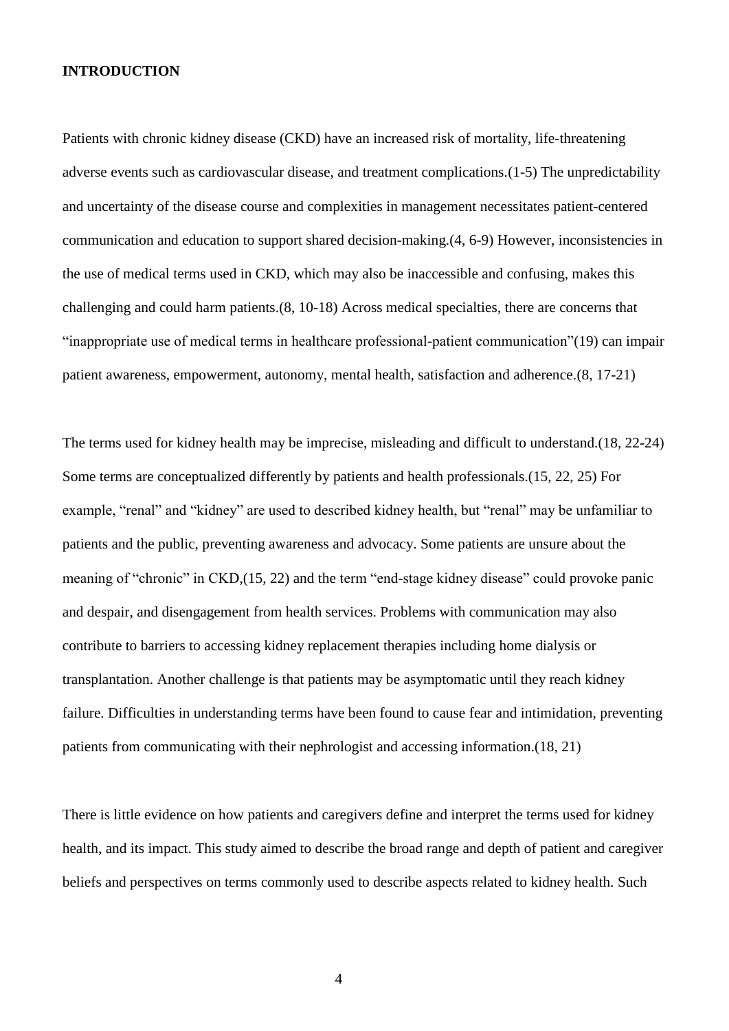## INTRODUCTION

Patients with chronic kidney disease (CKD) have an increased risk of mortality, life-threatening adverse events such as cardiovascular disease, and treatment complications.(1-5) The unpredictability and uncertainty of the disease course and complexities in management necessitates patient-centered communication and education to support shared decision-making.(4, 6-9) However, inconsistencies in the use of medical terms used in CKD, which may also be inaccessible and confusing, makes this challenging and could harm patients.(8, 10-18) Across medical specialties, there are concerns that "inappropriate use of medical terms in healthcare professional-patient communication"(19) can impair patient awareness, empowerment, autonomy, mental health, satisfaction and adherence.(8, 17-21)

The terms used for kidney health may be imprecise, misleading and difficult to understand.(18, 22-24) Some terms are conceptualized differently by patients and health professionals.(15, 22, 25) For example, "renal" and "kidney" are used to described kidney health, but "renal" may be unfamiliar to patients and the public, preventing awareness and advocacy. Some patients are unsure about the meaning of "chronic" in CKD,(15, 22) and the term "end-stage kidney disease" could provoke panic and despair, and disengagement from health services. Problems with communication may also contribute to barriers to accessing kidney replacement therapies including home dialysis or transplantation. Another challenge is that patients may be asymptomatic until they reach kidney failure. Difficulties in understanding terms have been found to cause fear and intimidation, preventing patients from communicating with their nephrologist and accessing information.(18, 21)

There is little evidence on how patients and caregivers define and interpret the terms used for kidney health, and its impact. This study aimed to describe the broad range and depth of patient and caregiver beliefs and perspectives on terms commonly used to describe aspects related to kidney health. Such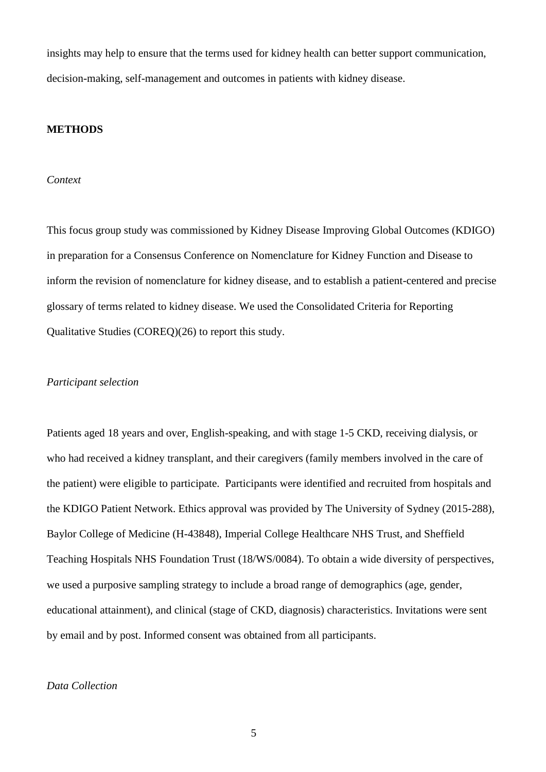insights may help to ensure that the terms used for kidney health can better support communication, decision-making, self-management and outcomes in patients with kidney disease.

## METHODS

### *Context*

This focus group study was commissioned by Kidney Disease Improving Global Outcomes (KDIGO) in preparation for a Consensus Conference on Nomenclature for Kidney Function and Disease to inform the revision of nomenclature for kidney disease, and to establish a patient-centered and precise glossary of terms related to kidney disease. We used the Consolidated Criteria for Reporting Qualitative Studies (COREQ)(26) to report this study.

### *Participant selection*

Patients aged 18 years and over, English-speaking, and with stage 1-5 CKD, receiving dialysis, or who had received a kidney transplant, and their caregivers (family members involved in the care of the patient) were eligible to participate. Participants were identified and recruited from hospitals and the KDIGO Patient Network. Ethics approval was provided by The University of Sydney (2015-288), Baylor College of Medicine (H-43848), Imperial College Healthcare NHS Trust, and Sheffield Teaching Hospitals NHS Foundation Trust (18/WS/0084). To obtain a wide diversity of perspectives, we used a purposive sampling strategy to include a broad range of demographics (age, gender, educational attainment), and clinical (stage of CKD, diagnosis) characteristics. Invitations were sent by email and by post. Informed consent was obtained from all participants.

### *Data Collection*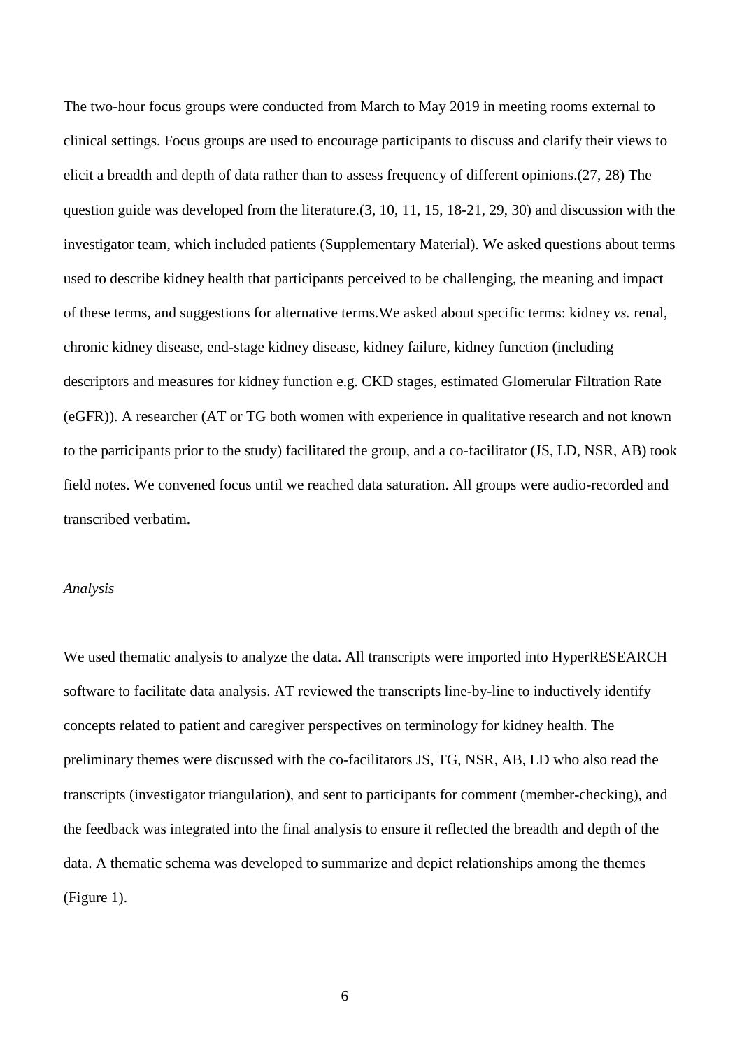The two-hour focus groups were conducted from March to May 2019 in meeting rooms external to clinical settings. Focus groups are used to encourage participants to discuss and clarify their views to elicit a breadth and depth of data rather than to assess frequency of different opinions.(27, 28) The question guide was developed from the literature.(3, 10, 11, 15, 18-21, 29, 30) and discussion with the investigator team, which included patients (Supplementary Material). We asked questions about terms used to describe kidney health that participants perceived to be challenging, the meaning and impact of these terms, and suggestions for alternative terms.We asked about specific terms: kidney *vs.* renal, chronic kidney disease, end-stage kidney disease, kidney failure, kidney function (including descriptors and measures for kidney function e.g. CKD stages, estimated Glomerular Filtration Rate (eGFR)). A researcher (AT or TG both women with experience in qualitative research and not known to the participants prior to the study) facilitated the group, and a co-facilitator (JS, LD, NSR, AB) took field notes. We convened focus until we reached data saturation. All groups were audio-recorded and transcribed verbatim.

*Analysis*

We used thematic analysis to analyze the data. All transcripts were imported into HyperRESEARCH software to facilitate data analysis. AT reviewed the transcripts line-by-line to inductively identify concepts related to patient and caregiver perspectives on terminology for kidney health. The preliminary themes were discussed with the co-facilitators JS, TG, NSR, AB, LD who also read the transcripts (investigator triangulation), and sent to participants for comment (member-checking), and the feedback was integrated into the final analysis to ensure it reflected the breadth and depth of the data. A thematic schema was developed to summarize and depict relationships among the themes (Figure 1).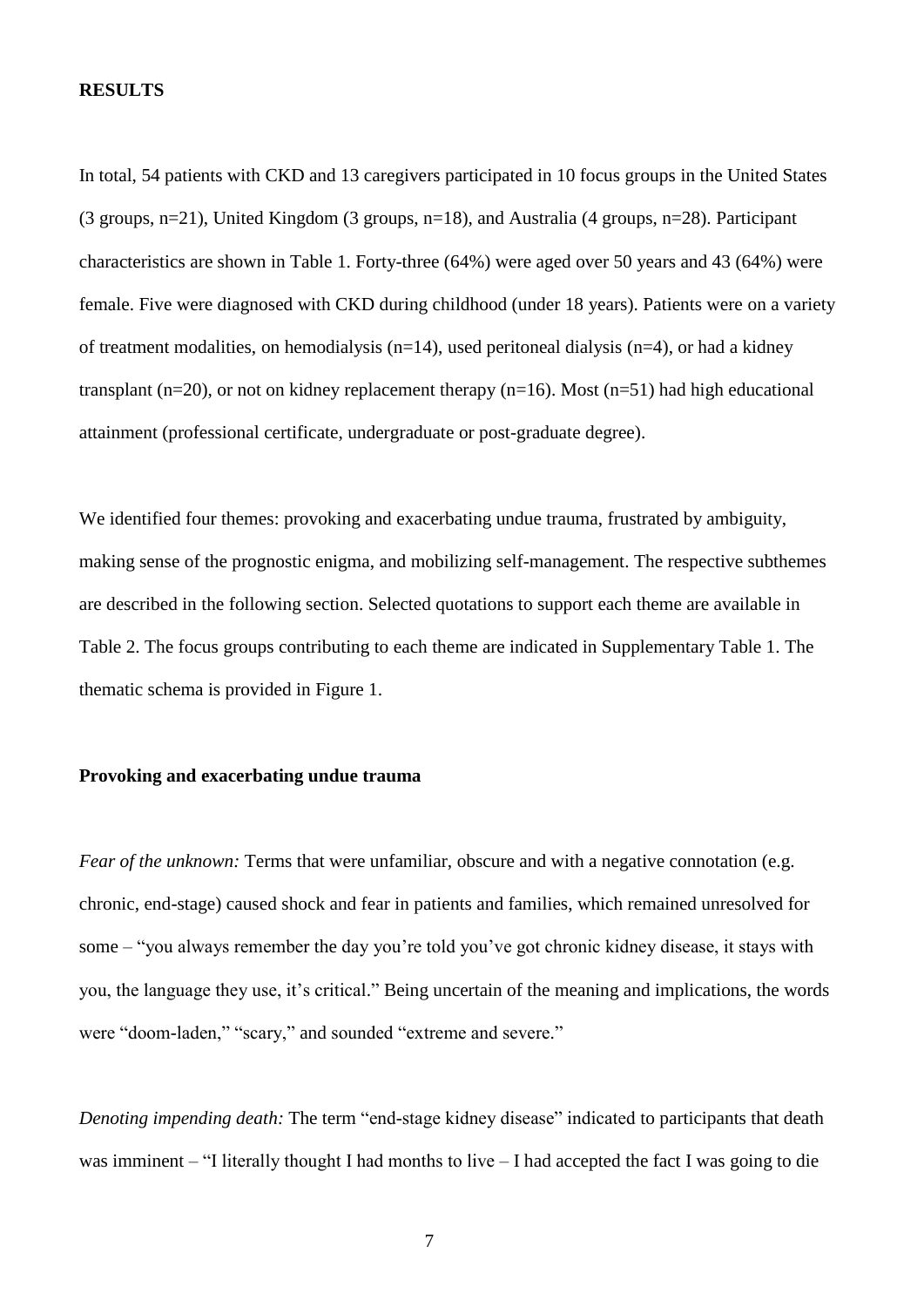## RESULTS

In total, 54 patients with CKD and 13 caregivers participated in 10 focus groups in the United States (3 groups, n=21), United Kingdom (3 groups, n=18), and Australia (4 groups, n=28). Participant characteristics are shown in Table 1. Forty-three (64%) were aged over 50 years and 43 (64%) were female. Five were diagnosed with CKD during childhood (under 18 years). Patients were on a variety of treatment modalities, on hemodialysis (n=14), used peritoneal dialysis (n=4), or had a kidney transplant (n=20), or not on kidney replacement therapy (n=16). Most (n=51) had high educational attainment (professional certificate, undergraduate or post-graduate degree).

We identified four themes: provoking and exacerbating undue trauma, frustrated by ambiguity, making sense of the prognostic enigma, and mobilizing self-management. The respective subthemes are described in the following section. Selected quotations to support each theme are available in Table 2. The focus groups contributing to each theme are indicated in Supplementary Table 1. The thematic schema is provided in Figure 1.

### Provoking and exacerbating undue trauma

*Fear of the unknown:* Terms that were unfamiliar, obscure and with a negative connotation (e.g. chronic, end-stage) caused shock and fear in patients and families, which remained unresolved for some – "you always remember the day you're told you've got chronic kidney disease, it stays with you, the language they use, it's critical." Being uncertain of the meaning and implications, the words were "doom-laden," "scary," and sounded "extreme and severe."

*Denoting impending death:* The term "end-stage kidney disease" indicated to participants that death was imminent – "I literally thought I had months to live – I had accepted the fact I was going to die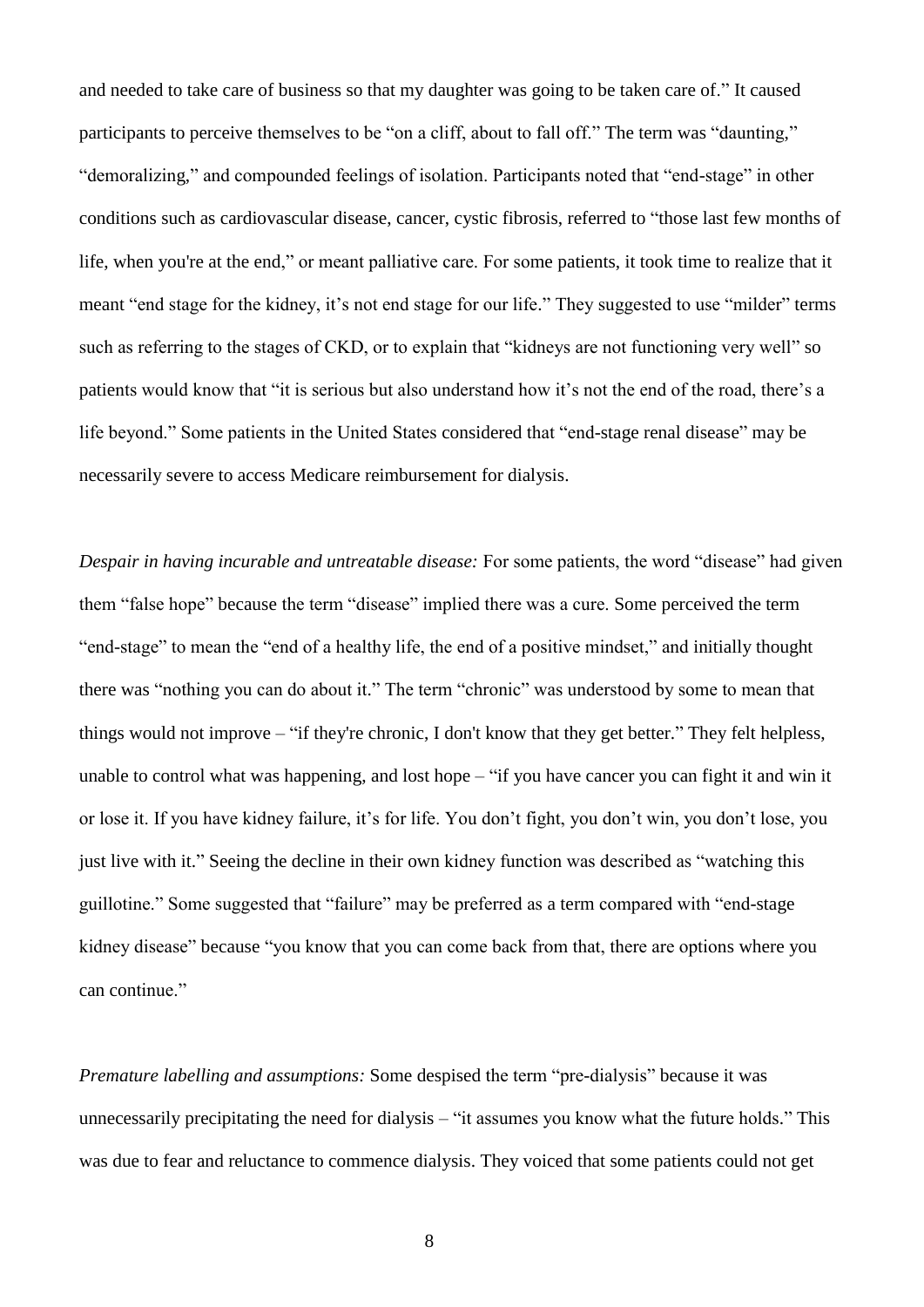and needed to take care of business so that my daughter was going to be taken care of." It caused participants to perceive themselves to be "on a cliff, about to fall off." The term was "daunting," "demoralizing," and compounded feelings of isolation. Participants noted that "end-stage" in other conditions such as cardiovascular disease, cancer, cystic fibrosis, referred to "those last few months of life, when you're at the end," or meant palliative care. For some patients, it took time to realize that it meant "end stage for the kidney, it's not end stage for our life." They suggested to use "milder" terms such as referring to the stages of CKD, or to explain that "kidneys are not functioning very well" so patients would know that "it is serious but also understand how it's not the end of the road, there's a life beyond." Some patients in the United States considered that "end-stage renal disease" may be necessarily severe to access Medicare reimbursement for dialysis.

*Despair in having incurable and untreatable disease:* For some patients, the word "disease" had given them "false hope" because the term "disease" implied there was a cure. Some perceived the term "end-stage" to mean the "end of a healthy life, the end of a positive mindset," and initially thought there was "nothing you can do about it." The term "chronic" was understood by some to mean that things would not improve – "if they're chronic, I don't know that they get better." They felt helpless, unable to control what was happening, and lost hope – "if you have cancer you can fight it and win it or lose it. If you have kidney failure, it's for life. You don't fight, you don't win, you don't lose, you just live with it." Seeing the decline in their own kidney function was described as "watching this guillotine." Some suggested that "failure" may be preferred as a term compared with "end-stage kidney disease" because "you know that you can come back from that, there are options where you can continue."

*Premature labelling and assumptions:* Some despised the term "pre-dialysis" because it was unnecessarily precipitating the need for dialysis – "it assumes you know what the future holds." This was due to fear and reluctance to commence dialysis. They voiced that some patients could not get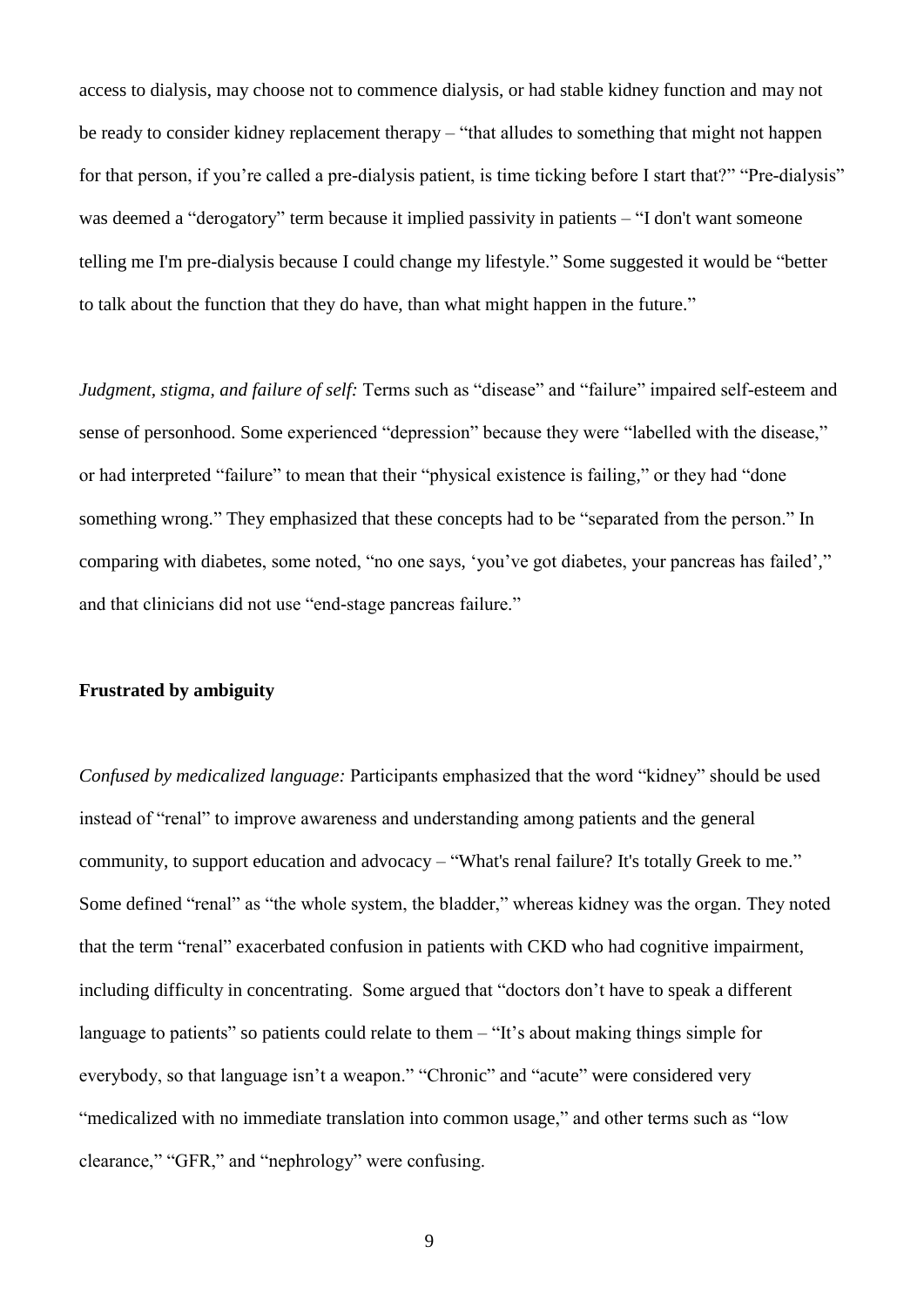access to dialysis, may choose not to commence dialysis, or had stable kidney function and may not be ready to consider kidney replacement therapy – "that alludes to something that might not happen for that person, if you're called a pre-dialysis patient, is time ticking before I start that?" "Pre-dialysis" was deemed a "derogatory" term because it implied passivity in patients – "I don't want someone telling me I'm pre-dialysis because I could change my lifestyle." Some suggested it would be "better to talk about the function that they do have, than what might happen in the future."

*Judgment, stigma, and failure of self:* Terms such as "disease" and "failure" impaired self-esteem and sense of personhood. Some experienced "depression" because they were "labelled with the disease," or had interpreted "failure" to mean that their "physical existence is failing," or they had "done something wrong." They emphasized that these concepts had to be "separated from the person." In comparing with diabetes, some noted, "no one says, 'you've got diabetes, your pancreas has failed'," and that clinicians did not use "end-stage pancreas failure."

**Frustrated by ambiguity**

*Confused by medicalized language:* Participants emphasized that the word "kidney" should be used instead of "renal" to improve awareness and understanding among patients and the general community, to support education and advocacy – "What's renal failure? It's totally Greek to me." Some defined "renal" as "the whole system, the bladder," whereas kidney was the organ. They noted that the term "renal" exacerbated confusion in patients with CKD who had cognitive impairment, including difficulty in concentrating. Some argued that "doctors don't have to speak a different language to patients" so patients could relate to them – "It's about making things simple for everybody, so that language isn't a weapon." "Chronic" and "acute" were considered very "medicalized with no immediate translation into common usage," and other terms such as "low clearance," "GFR," and "nephrology" were confusing.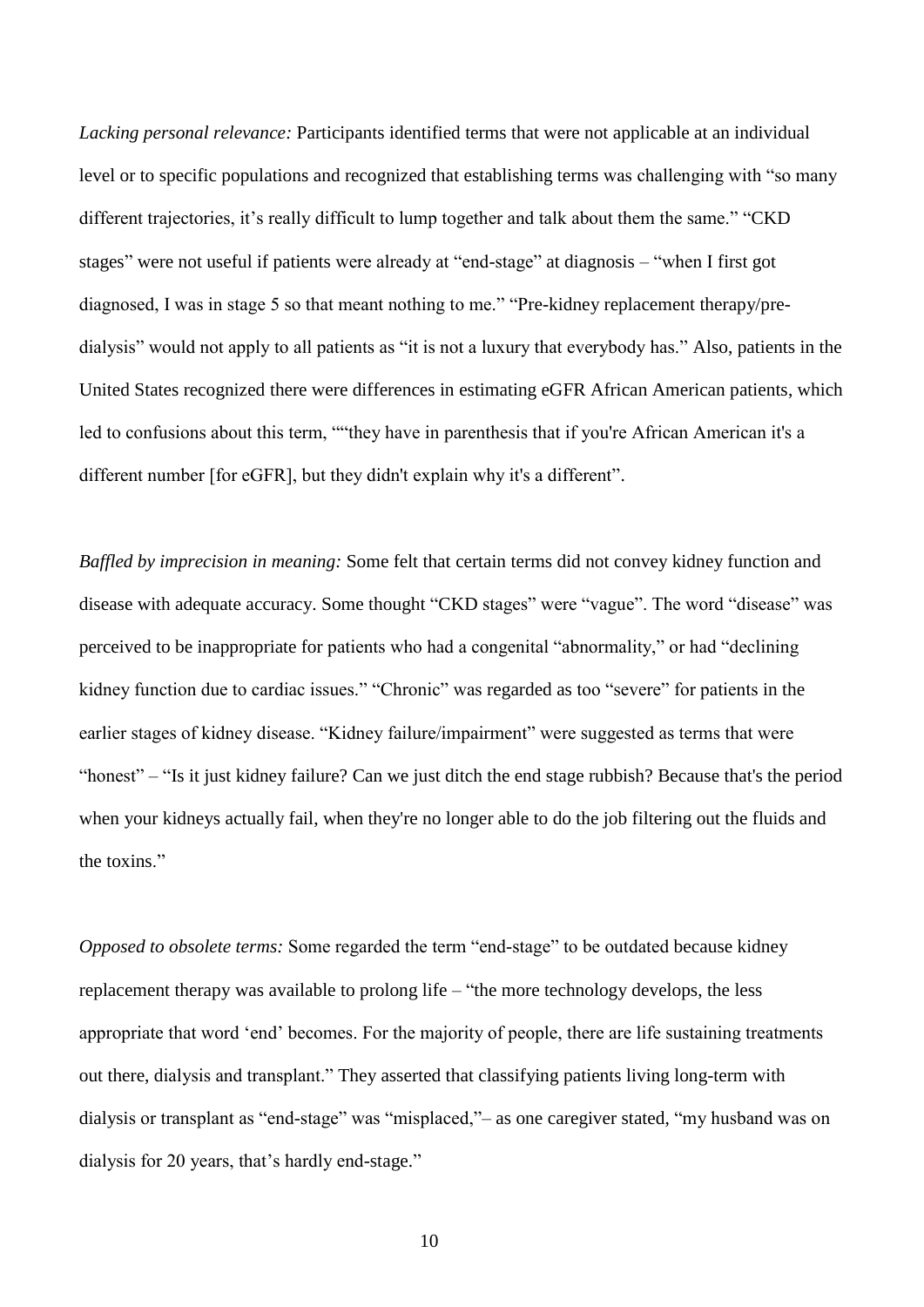*Lacking personal relevance:* Participants identified terms that were not applicable at an individual level or to specific populations and recognized that establishing terms was challenging with "so many different trajectories, it's really difficult to lump together and talk about them the same." "CKD stages" were not useful if patients were already at "end-stage" at diagnosis – "when I first got diagnosed, I was in stage 5 so that meant nothing to me." "Pre-kidney replacement therapy/pre-dialysis" would not apply to all patients as "it is not a luxury that everybody has." Also, patients in the United States recognized there were differences in estimating eGFR African American patients, which led to confusions about this term, ""they have in parenthesis that if you're African American it's a different number [for eGFR], but they didn't explain why it's a different".

*Baffled by imprecision in meaning:* Some felt that certain terms did not convey kidney function and disease with adequate accuracy. Some thought "CKD stages" were "vague". The word "disease" was perceived to be inappropriate for patients who had a congenital "abnormality," or had "declining kidney function due to cardiac issues." "Chronic" was regarded as too "severe" for patients in the earlier stages of kidney disease. "Kidney failure/impairment" were suggested as terms that were "honest" – "Is it just kidney failure? Can we just ditch the end stage rubbish? Because that's the period when your kidneys actually fail, when they're no longer able to do the job filtering out the fluids and the toxins."

*Opposed to obsolete terms:* Some regarded the term "end-stage" to be outdated because kidney replacement therapy was available to prolong life – "the more technology develops, the less appropriate that word 'end' becomes. For the majority of people, there are life sustaining treatments out there, dialysis and transplant." They asserted that classifying patients living long-term with dialysis or transplant as "end-stage" was "misplaced,"– as one caregiver stated, "my husband was on dialysis for 20 years, that's hardly end-stage."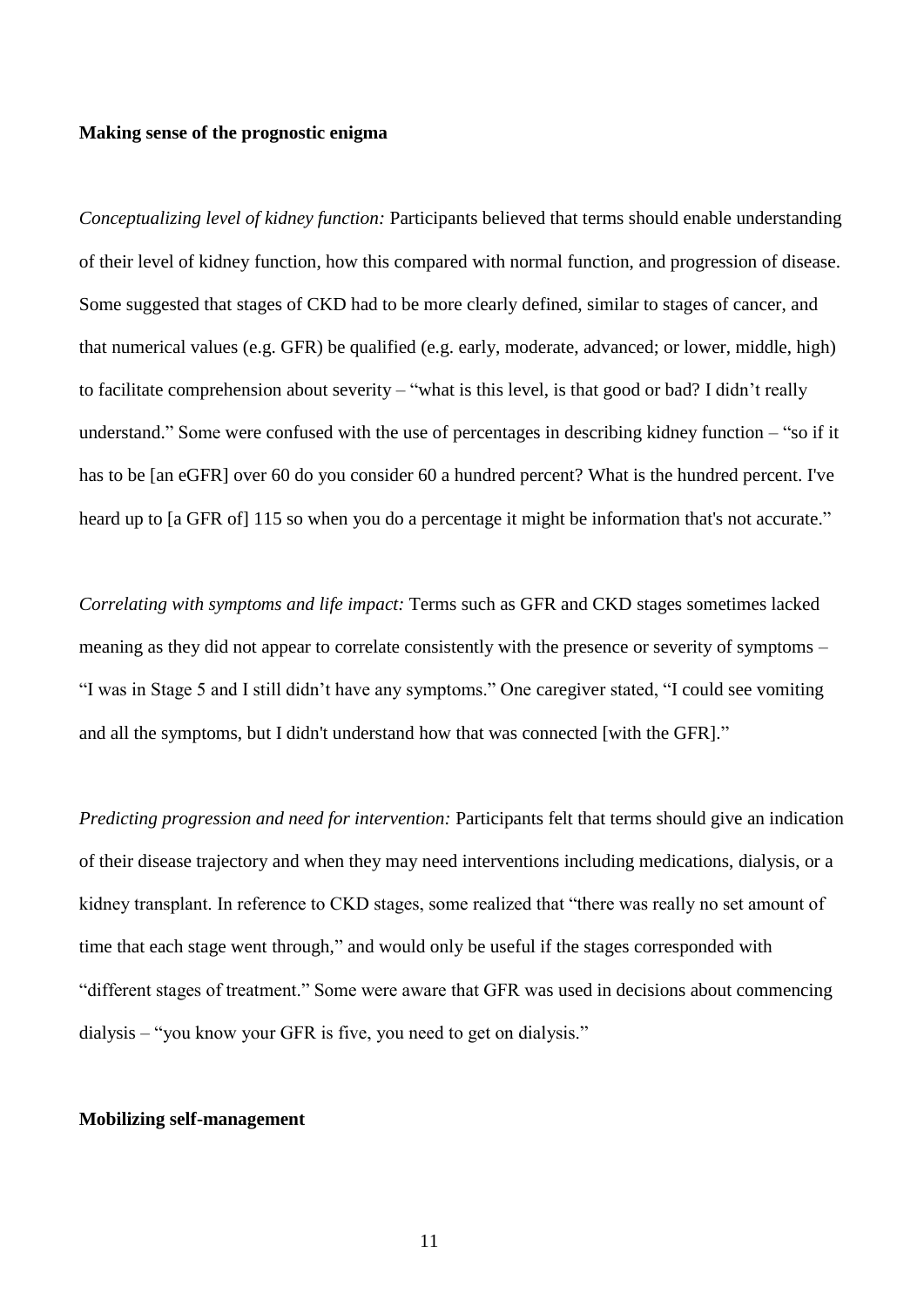**Making sense of the prognostic enigma**

*Conceptualizing level of kidney function:* Participants believed that terms should enable understanding of their level of kidney function, how this compared with normal function, and progression of disease. Some suggested that stages of CKD had to be more clearly defined, similar to stages of cancer, and that numerical values (e.g. GFR) be qualified (e.g. early, moderate, advanced; or lower, middle, high) to facilitate comprehension about severity – "what is this level, is that good or bad? I didn't really understand." Some were confused with the use of percentages in describing kidney function – "so if it has to be [an eGFR] over 60 do you consider 60 a hundred percent? What is the hundred percent. I've heard up to [a GFR of] 115 so when you do a percentage it might be information that's not accurate."

*Correlating with symptoms and life impact:* Terms such as GFR and CKD stages sometimes lacked meaning as they did not appear to correlate consistently with the presence or severity of symptoms – "I was in Stage 5 and I still didn't have any symptoms." One caregiver stated, "I could see vomiting and all the symptoms, but I didn't understand how that was connected [with the GFR]."

*Predicting progression and need for intervention:* Participants felt that terms should give an indication of their disease trajectory and when they may need interventions including medications, dialysis, or a kidney transplant. In reference to CKD stages, some realized that "there was really no set amount of time that each stage went through," and would only be useful if the stages corresponded with "different stages of treatment." Some were aware that GFR was used in decisions about commencing dialysis – "you know your GFR is five, you need to get on dialysis."

**Mobilizing self-management**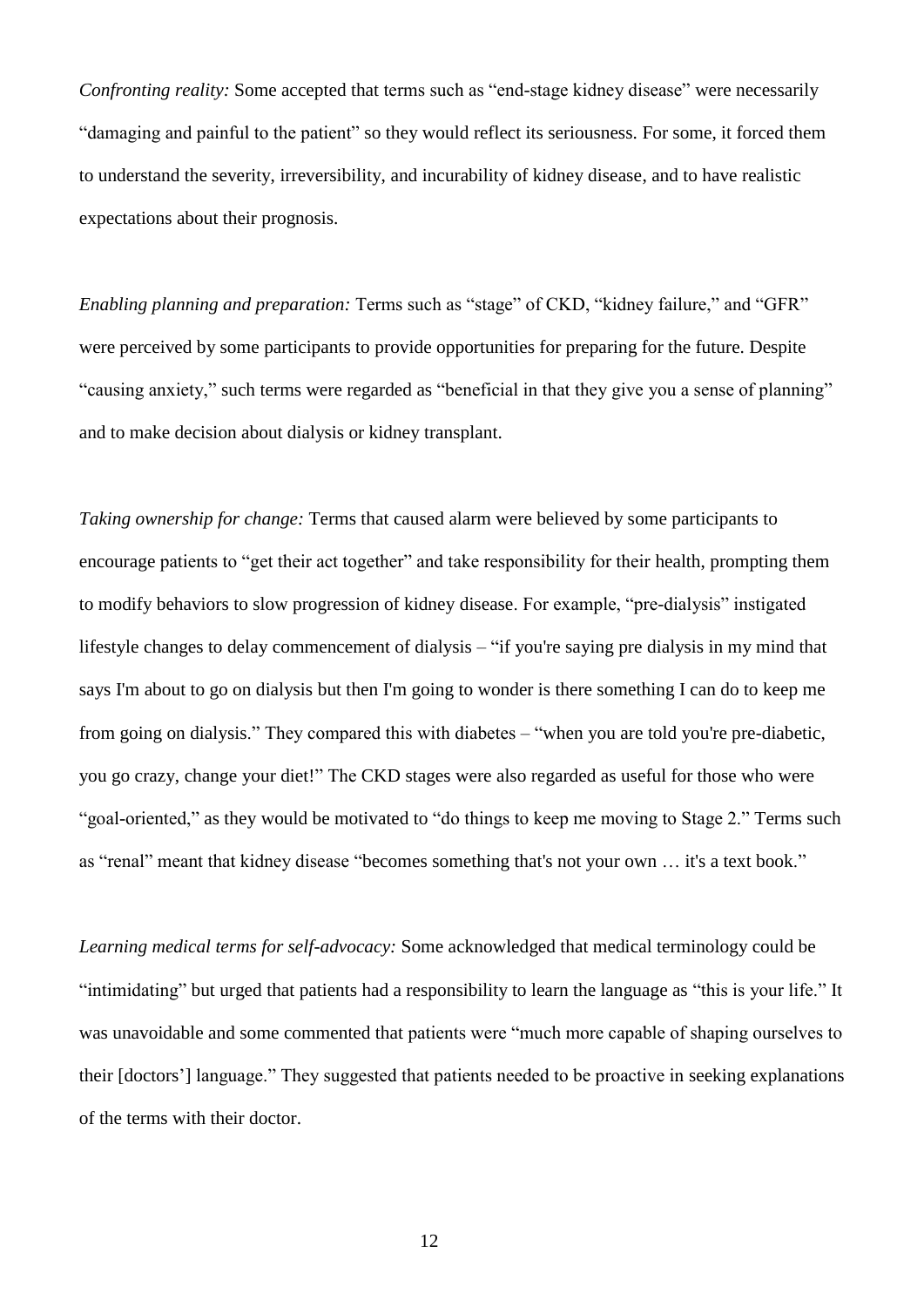*Confronting reality:* Some accepted that terms such as "end-stage kidney disease" were necessarily "damaging and painful to the patient" so they would reflect its seriousness. For some, it forced them to understand the severity, irreversibility, and incurability of kidney disease, and to have realistic expectations about their prognosis.

*Enabling planning and preparation:* Terms such as "stage" of CKD, "kidney failure," and "GFR" were perceived by some participants to provide opportunities for preparing for the future. Despite "causing anxiety," such terms were regarded as "beneficial in that they give you a sense of planning" and to make decision about dialysis or kidney transplant.

*Taking ownership for change:* Terms that caused alarm were believed by some participants to encourage patients to "get their act together" and take responsibility for their health, prompting them to modify behaviors to slow progression of kidney disease. For example, "pre-dialysis" instigated lifestyle changes to delay commencement of dialysis – "if you're saying pre dialysis in my mind that says I'm about to go on dialysis but then I'm going to wonder is there something I can do to keep me from going on dialysis." They compared this with diabetes – "when you are told you're pre-diabetic, you go crazy, change your diet!" The CKD stages were also regarded as useful for those who were "goal-oriented," as they would be motivated to "do things to keep me moving to Stage 2." Terms such as "renal" meant that kidney disease "becomes something that's not your own … it's a text book."

*Learning medical terms for self-advocacy:* Some acknowledged that medical terminology could be "intimidating" but urged that patients had a responsibility to learn the language as "this is your life." It was unavoidable and some commented that patients were "much more capable of shaping ourselves to their [doctors'] language." They suggested that patients needed to be proactive in seeking explanations of the terms with their doctor.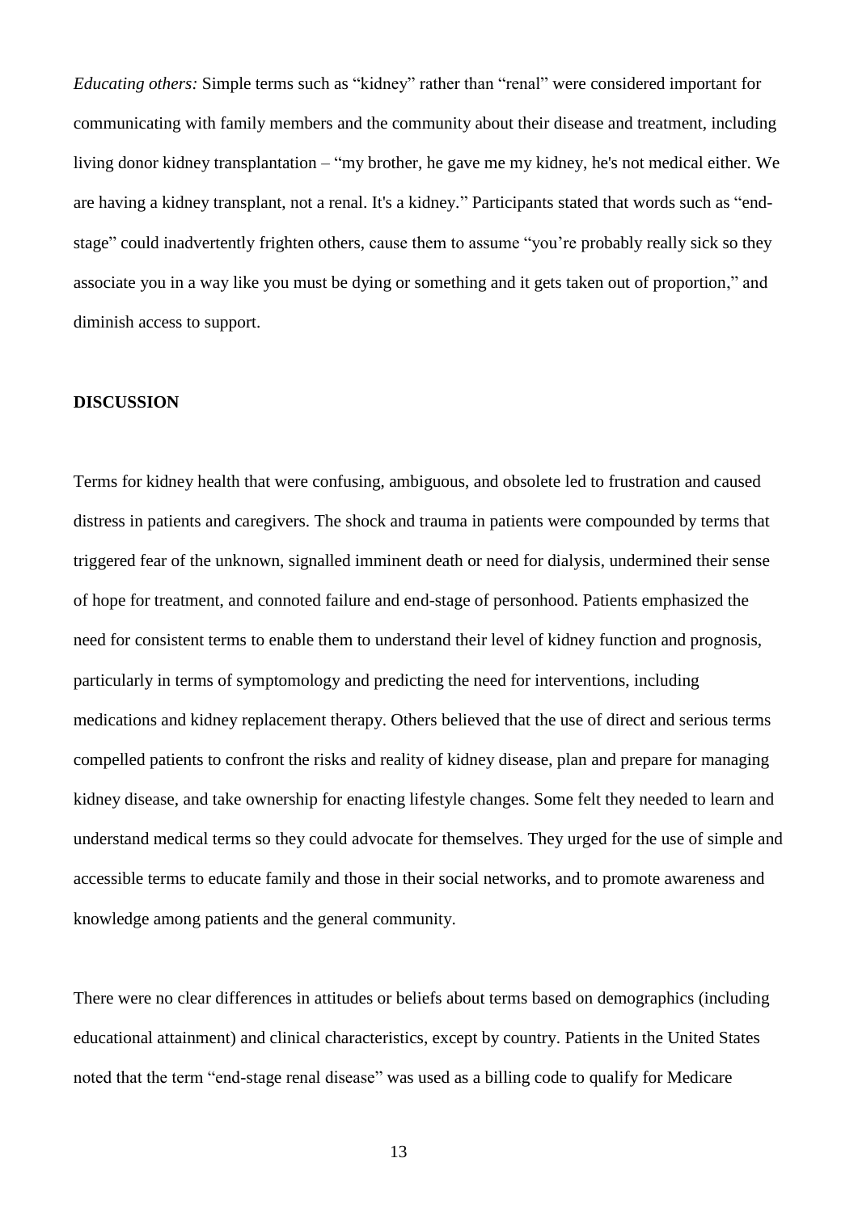*Educating others:* Simple terms such as "kidney" rather than "renal" were considered important for communicating with family members and the community about their disease and treatment, including living donor kidney transplantation – "my brother, he gave me my kidney, he's not medical either. We are having a kidney transplant, not a renal. It's a kidney." Participants stated that words such as "end-stage" could inadvertently frighten others, cause them to assume "you're probably really sick so they associate you in a way like you must be dying or something and it gets taken out of proportion," and diminish access to support.

## DISCUSSION

Terms for kidney health that were confusing, ambiguous, and obsolete led to frustration and caused distress in patients and caregivers. The shock and trauma in patients were compounded by terms that triggered fear of the unknown, signalled imminent death or need for dialysis, undermined their sense of hope for treatment, and connoted failure and end-stage of personhood. Patients emphasized the need for consistent terms to enable them to understand their level of kidney function and prognosis, particularly in terms of symptomology and predicting the need for interventions, including medications and kidney replacement therapy. Others believed that the use of direct and serious terms compelled patients to confront the risks and reality of kidney disease, plan and prepare for managing kidney disease, and take ownership for enacting lifestyle changes. Some felt they needed to learn and understand medical terms so they could advocate for themselves. They urged for the use of simple and accessible terms to educate family and those in their social networks, and to promote awareness and knowledge among patients and the general community.

There were no clear differences in attitudes or beliefs about terms based on demographics (including educational attainment) and clinical characteristics, except by country. Patients in the United States noted that the term "end-stage renal disease" was used as a billing code to qualify for Medicare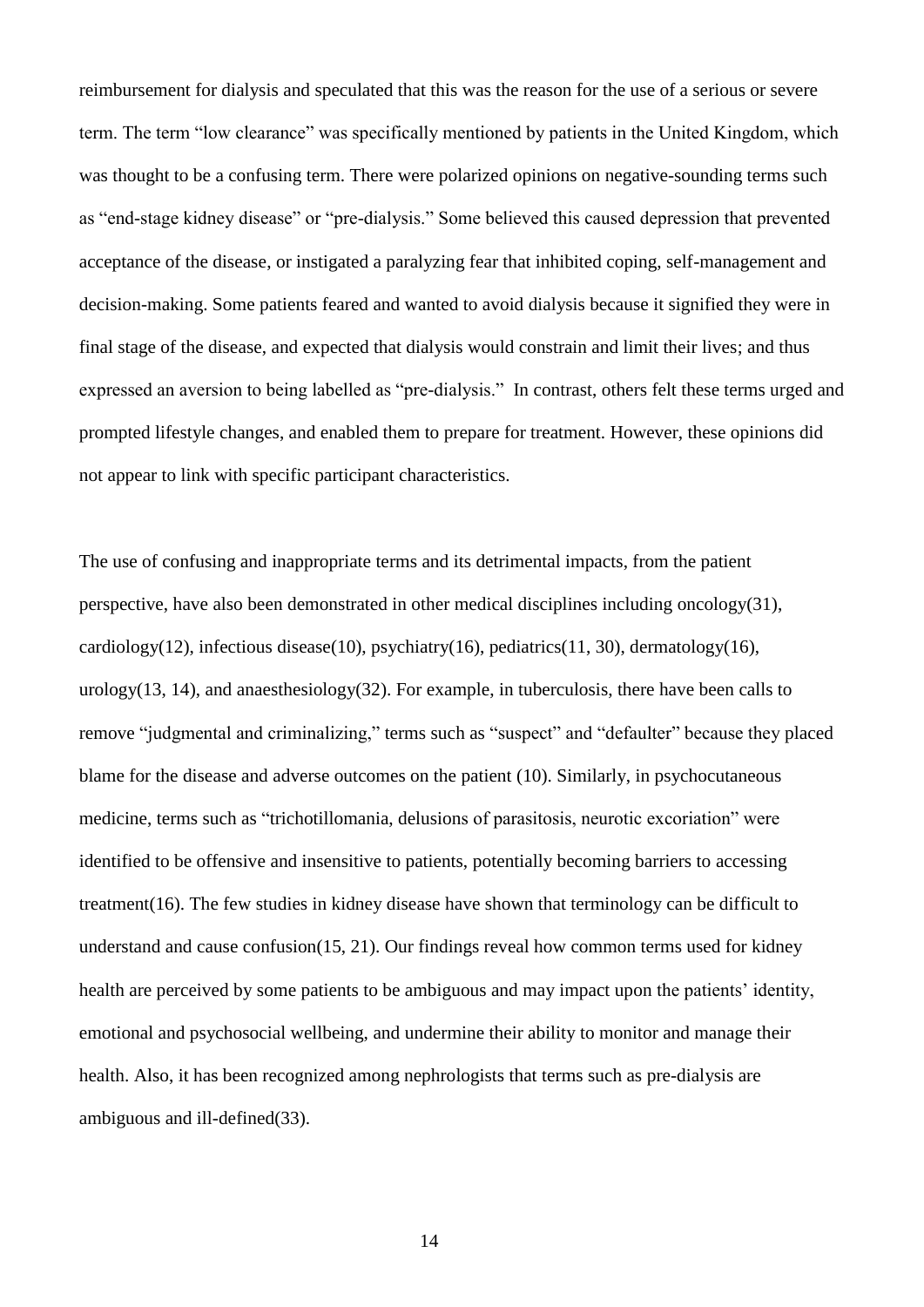reimbursement for dialysis and speculated that this was the reason for the use of a serious or severe term. The term "low clearance" was specifically mentioned by patients in the United Kingdom, which was thought to be a confusing term. There were polarized opinions on negative-sounding terms such as "end-stage kidney disease" or "pre-dialysis." Some believed this caused depression that prevented acceptance of the disease, or instigated a paralyzing fear that inhibited coping, self-management and decision-making. Some patients feared and wanted to avoid dialysis because it signified they were in final stage of the disease, and expected that dialysis would constrain and limit their lives; and thus expressed an aversion to being labelled as "pre-dialysis." In contrast, others felt these terms urged and prompted lifestyle changes, and enabled them to prepare for treatment. However, these opinions did not appear to link with specific participant characteristics.

The use of confusing and inappropriate terms and its detrimental impacts, from the patient perspective, have also been demonstrated in other medical disciplines including oncology(31), cardiology(12), infectious disease(10), psychiatry(16), pediatrics(11, 30), dermatology(16), urology(13, 14), and anaesthesiology(32). For example, in tuberculosis, there have been calls to remove "judgmental and criminalizing," terms such as "suspect" and "defaulter" because they placed blame for the disease and adverse outcomes on the patient (10). Similarly, in psychocutaneous medicine, terms such as "trichotillomania, delusions of parasitosis, neurotic excoriation" were identified to be offensive and insensitive to patients, potentially becoming barriers to accessing treatment(16). The few studies in kidney disease have shown that terminology can be difficult to understand and cause confusion(15, 21). Our findings reveal how common terms used for kidney health are perceived by some patients to be ambiguous and may impact upon the patients' identity, emotional and psychosocial wellbeing, and undermine their ability to monitor and manage their health. Also, it has been recognized among nephrologists that terms such as pre-dialysis are ambiguous and ill-defined(33).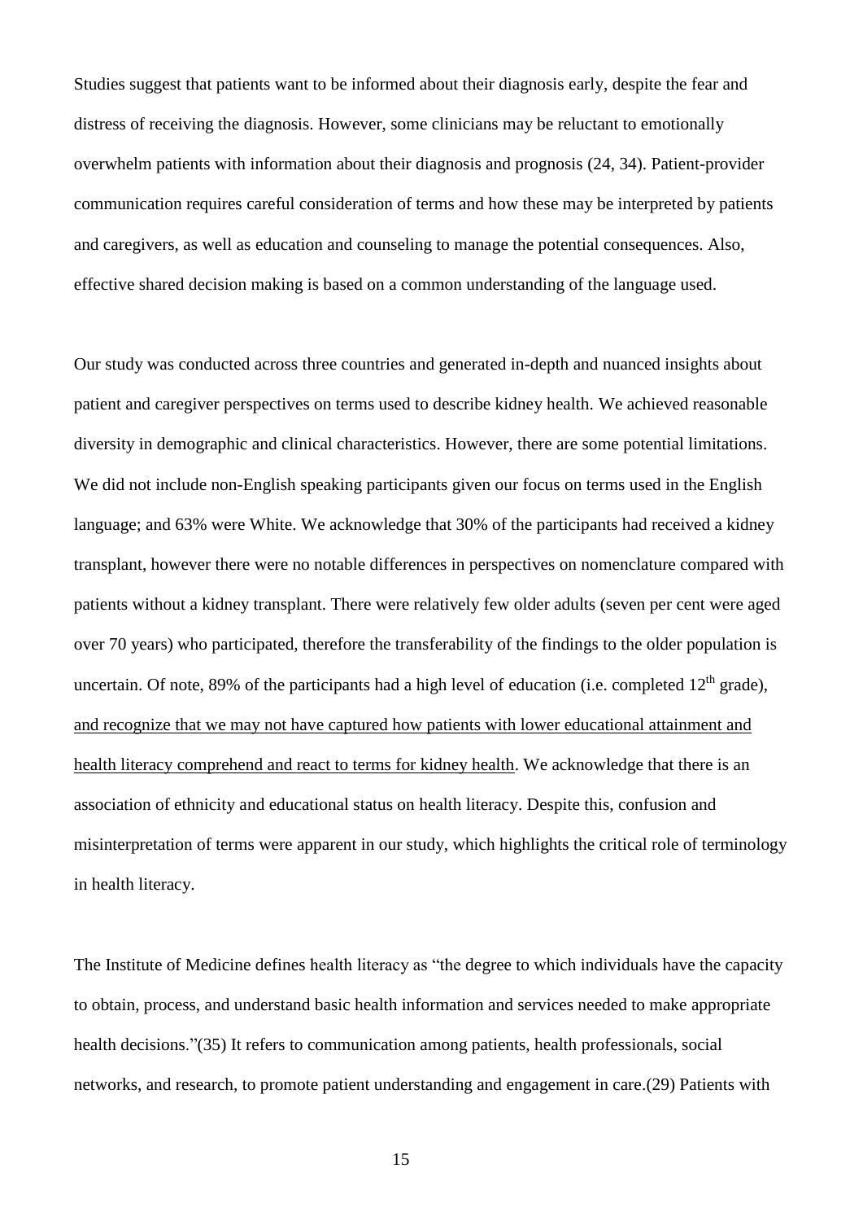Studies suggest that patients want to be informed about their diagnosis early, despite the fear and distress of receiving the diagnosis. However, some clinicians may be reluctant to emotionally overwhelm patients with information about their diagnosis and prognosis (24, 34). Patient-provider communication requires careful consideration of terms and how these may be interpreted by patients and caregivers, as well as education and counseling to manage the potential consequences. Also, effective shared decision making is based on a common understanding of the language used.

Our study was conducted across three countries and generated in-depth and nuanced insights about patient and caregiver perspectives on terms used to describe kidney health. We achieved reasonable diversity in demographic and clinical characteristics. However, there are some potential limitations. We did not include non-English speaking participants given our focus on terms used in the English language; and 63% were White. We acknowledge that 30% of the participants had received a kidney transplant, however there were no notable differences in perspectives on nomenclature compared with patients without a kidney transplant. There were relatively few older adults (seven per cent were aged over 70 years) who participated, therefore the transferability of the findings to the older population is uncertain. Of note, 89% of the participants had a high level of education (i.e. completed 12th grade), and recognize that we may not have captured how patients with lower educational attainment and health literacy comprehend and react to terms for kidney health. We acknowledge that there is an association of ethnicity and educational status on health literacy. Despite this, confusion and misinterpretation of terms were apparent in our study, which highlights the critical role of terminology in health literacy.

The Institute of Medicine defines health literacy as "the degree to which individuals have the capacity to obtain, process, and understand basic health information and services needed to make appropriate health decisions."(35) It refers to communication among patients, health professionals, social networks, and research, to promote patient understanding and engagement in care.(29) Patients with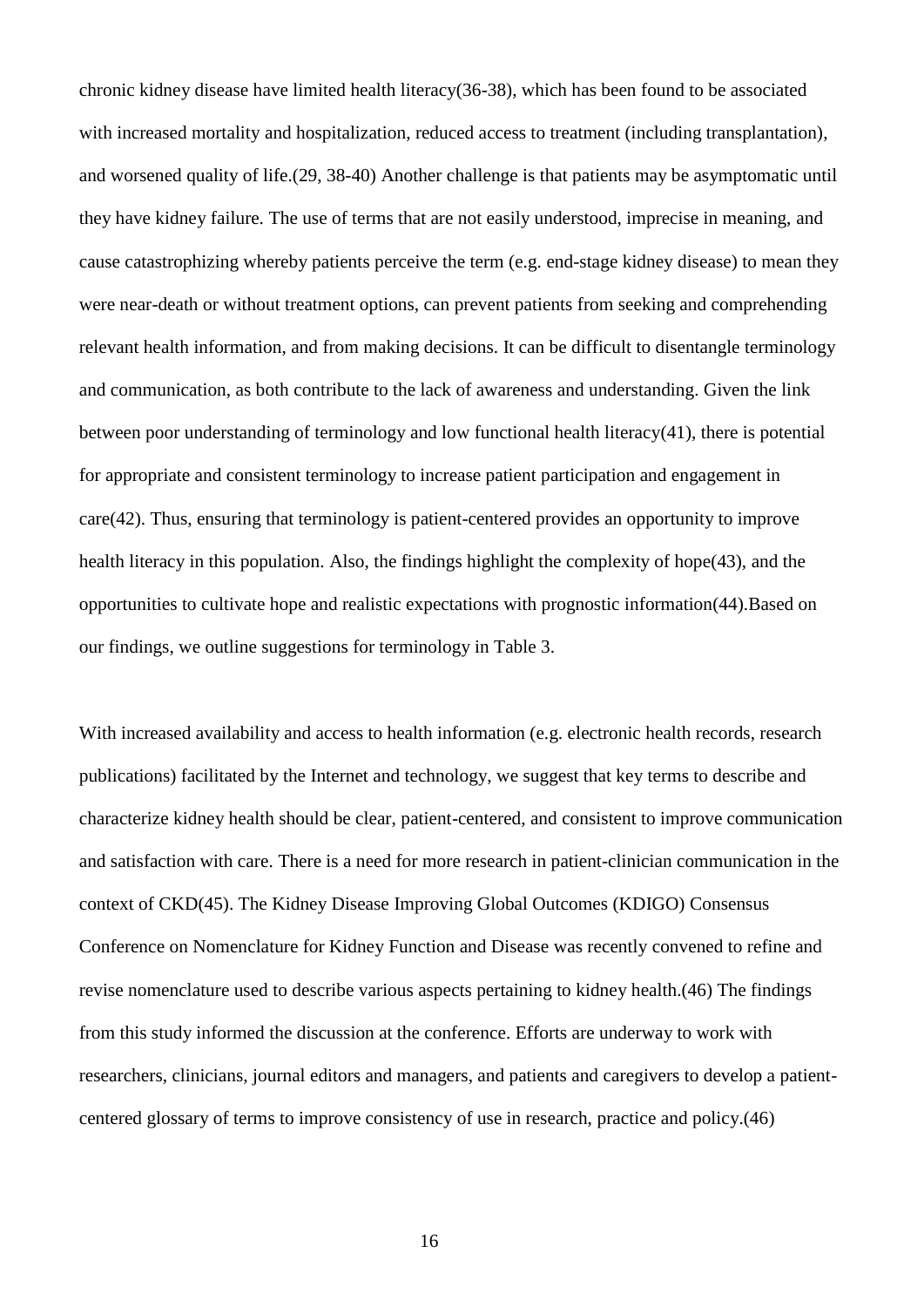chronic kidney disease have limited health literacy(36-38), which has been found to be associated with increased mortality and hospitalization, reduced access to treatment (including transplantation), and worsened quality of life.(29, 38-40) Another challenge is that patients may be asymptomatic until they have kidney failure. The use of terms that are not easily understood, imprecise in meaning, and cause catastrophizing whereby patients perceive the term (e.g. end-stage kidney disease) to mean they were near-death or without treatment options, can prevent patients from seeking and comprehending relevant health information, and from making decisions. It can be difficult to disentangle terminology and communication, as both contribute to the lack of awareness and understanding. Given the link between poor understanding of terminology and low functional health literacy(41), there is potential for appropriate and consistent terminology to increase patient participation and engagement in care(42). Thus, ensuring that terminology is patient-centered provides an opportunity to improve health literacy in this population. Also, the findings highlight the complexity of hope(43), and the opportunities to cultivate hope and realistic expectations with prognostic information(44).Based on our findings, we outline suggestions for terminology in Table 3.

With increased availability and access to health information (e.g. electronic health records, research publications) facilitated by the Internet and technology, we suggest that key terms to describe and characterize kidney health should be clear, patient-centered, and consistent to improve communication and satisfaction with care. There is a need for more research in patient-clinician communication in the context of CKD(45). The Kidney Disease Improving Global Outcomes (KDIGO) Consensus Conference on Nomenclature for Kidney Function and Disease was recently convened to refine and revise nomenclature used to describe various aspects pertaining to kidney health.(46) The findings from this study informed the discussion at the conference. Efforts are underway to work with researchers, clinicians, journal editors and managers, and patients and caregivers to develop a patient-centered glossary of terms to improve consistency of use in research, practice and policy.(46)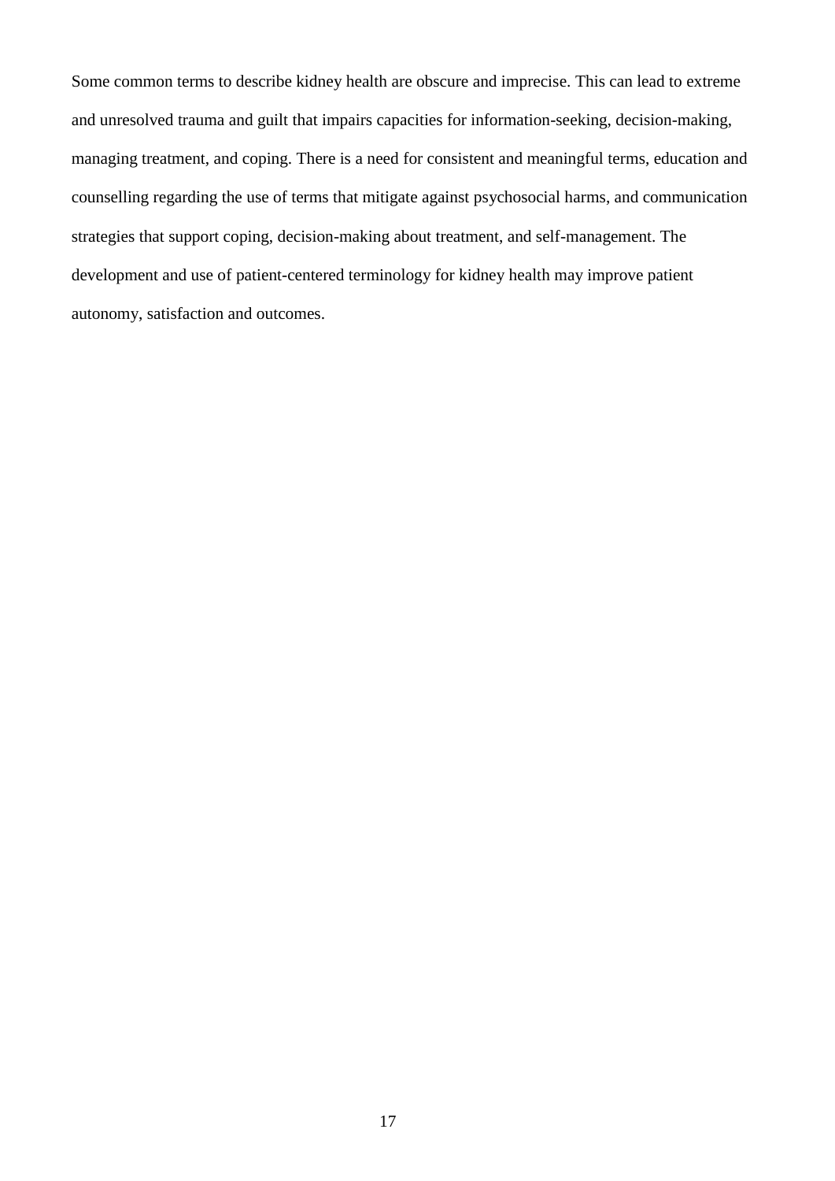Some common terms to describe kidney health are obscure and imprecise. This can lead to extreme and unresolved trauma and guilt that impairs capacities for information-seeking, decision-making, managing treatment, and coping. There is a need for consistent and meaningful terms, education and counselling regarding the use of terms that mitigate against psychosocial harms, and communication strategies that support coping, decision-making about treatment, and self-management. The development and use of patient-centered terminology for kidney health may improve patient autonomy, satisfaction and outcomes.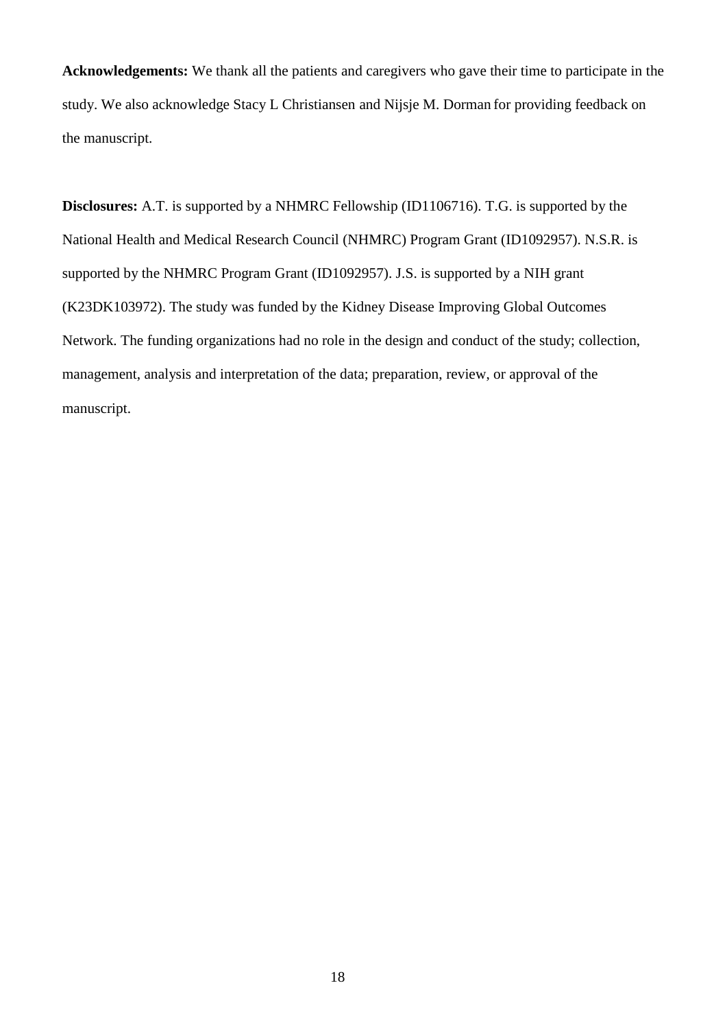**Acknowledgements:** We thank all the patients and caregivers who gave their time to participate in the study. We also acknowledge Stacy L Christiansen and Nijsje M. Dorman for providing feedback on the manuscript.

**Disclosures:** A.T. is supported by a NHMRC Fellowship (ID1106716). T.G. is supported by the National Health and Medical Research Council (NHMRC) Program Grant (ID1092957). N.S.R. is supported by the NHMRC Program Grant (ID1092957). J.S. is supported by a NIH grant (K23DK103972). The study was funded by the Kidney Disease Improving Global Outcomes Network. The funding organizations had no role in the design and conduct of the study; collection, management, analysis and interpretation of the data; preparation, review, or approval of the manuscript.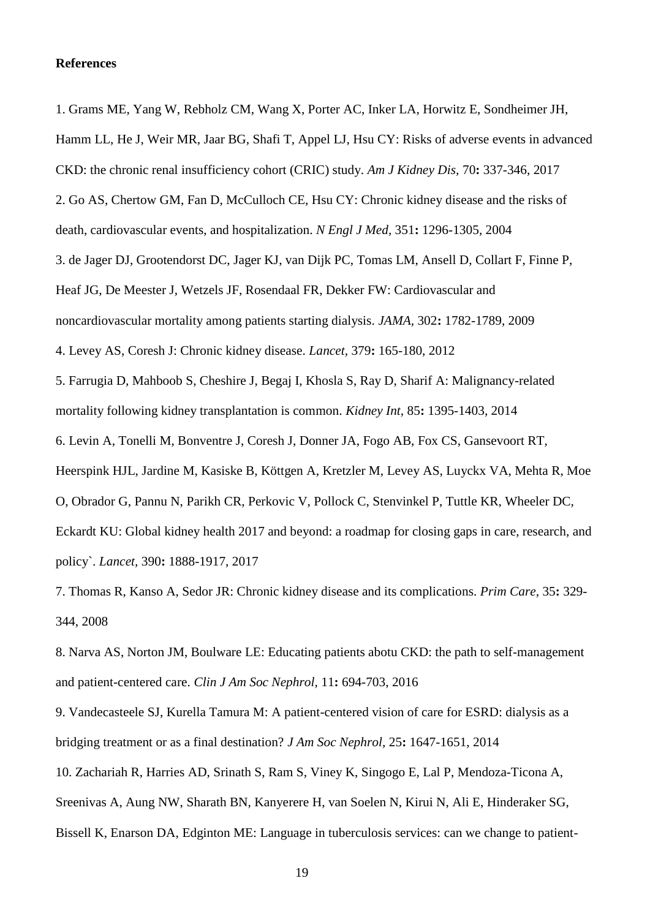**References**

1. Grams ME, Yang W, Rebholz CM, Wang X, Porter AC, Inker LA, Horwitz E, Sondheimer JH, Hamm LL, He J, Weir MR, Jaar BG, Shafi T, Appel LJ, Hsu CY: Risks of adverse events in advanced CKD: the chronic renal insufficiency cohort (CRIC) study. *Am J Kidney Dis,* 70**:** 337-346, 2017

2. Go AS, Chertow GM, Fan D, McCulloch CE, Hsu CY: Chronic kidney disease and the risks of death, cardiovascular events, and hospitalization. *N Engl J Med,* 351**:** 1296-1305, 2004

3. de Jager DJ, Grootendorst DC, Jager KJ, van Dijk PC, Tomas LM, Ansell D, Collart F, Finne P, Heaf JG, De Meester J, Wetzels JF, Rosendaal FR, Dekker FW: Cardiovascular and noncardiovascular mortality among patients starting dialysis. *JAMA,* 302**:** 1782-1789, 2009

4. Levey AS, Coresh J: Chronic kidney disease. *Lancet,* 379**:** 165-180, 2012

5. Farrugia D, Mahboob S, Cheshire J, Begaj I, Khosla S, Ray D, Sharif A: Malignancy-related mortality following kidney transplantation is common. *Kidney Int,* 85**:** 1395-1403, 2014

6. Levin A, Tonelli M, Bonventre J, Coresh J, Donner JA, Fogo AB, Fox CS, Gansevoort RT, Heerspink HJL, Jardine M, Kasiske B, Köttgen A, Kretzler M, Levey AS, Luyckx VA, Mehta R, Moe O, Obrador G, Pannu N, Parikh CR, Perkovic V, Pollock C, Stenvinkel P, Tuttle KR, Wheeler DC, Eckardt KU: Global kidney health 2017 and beyond: a roadmap for closing gaps in care, research, and policy`. *Lancet,* 390**:** 1888-1917, 2017

7. Thomas R, Kanso A, Sedor JR: Chronic kidney disease and its complications. *Prim Care,* 35**:** 329-344, 2008

8. Narva AS, Norton JM, Boulware LE: Educating patients abotu CKD: the path to self-management and patient-centered care. *Clin J Am Soc Nephrol,* 11**:** 694-703, 2016

9. Vandecasteele SJ, Kurella Tamura M: A patient-centered vision of care for ESRD: dialysis as a bridging treatment or as a final destination? *J Am Soc Nephrol,* 25**:** 1647-1651, 2014

10. Zachariah R, Harries AD, Srinath S, Ram S, Viney K, Singogo E, Lal P, Mendoza-Ticona A, Sreenivas A, Aung NW, Sharath BN, Kanyerere H, van Soelen N, Kirui N, Ali E, Hinderaker SG, Bissell K, Enarson DA, Edginton ME: Language in tuberculosis services: can we change to patient-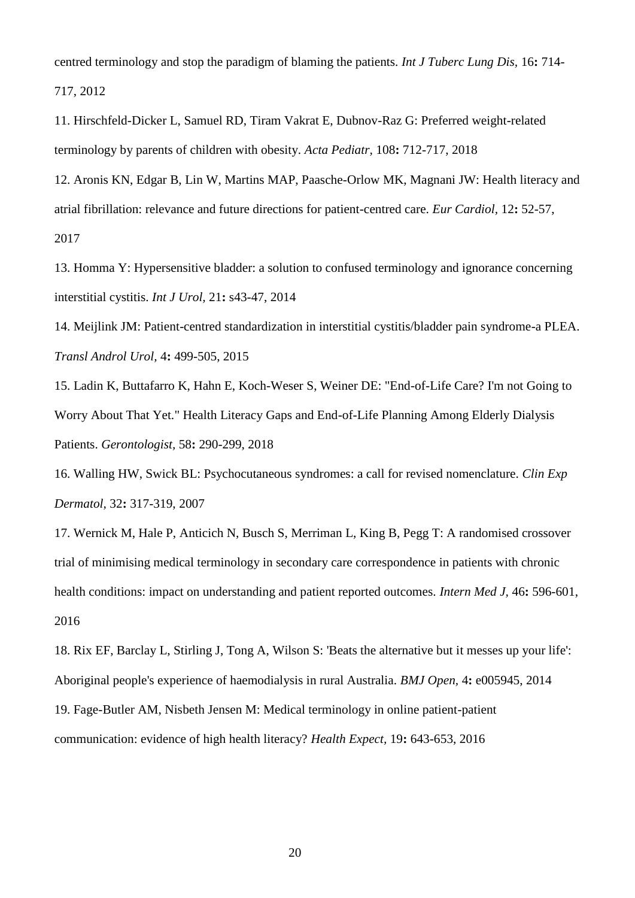centred terminology and stop the paradigm of blaming the patients. *Int J Tuberc Lung Dis,* 16**:** 714-717, 2012

11. Hirschfeld-Dicker L, Samuel RD, Tiram Vakrat E, Dubnov-Raz G: Preferred weight-related terminology by parents of children with obesity. *Acta Pediatr,* 108**:** 712-717, 2018

12. Aronis KN, Edgar B, Lin W, Martins MAP, Paasche-Orlow MK, Magnani JW: Health literacy and atrial fibrillation: relevance and future directions for patient-centred care. *Eur Cardiol,* 12**:** 52-57, 2017

13. Homma Y: Hypersensitive bladder: a solution to confused terminology and ignorance concerning interstitial cystitis. *Int J Urol,* 21**:** s43-47, 2014

14. Meijlink JM: Patient-centred standardization in interstitial cystitis/bladder pain syndrome-a PLEA. *Transl Androl Urol,* 4**:** 499-505, 2015

15. Ladin K, Buttafarro K, Hahn E, Koch-Weser S, Weiner DE: "End-of-Life Care? I'm not Going to Worry About That Yet." Health Literacy Gaps and End-of-Life Planning Among Elderly Dialysis Patients. *Gerontologist,* 58**:** 290-299, 2018

16. Walling HW, Swick BL: Psychocutaneous syndromes: a call for revised nomenclature. *Clin Exp Dermatol,* 32**:** 317-319, 2007

17. Wernick M, Hale P, Anticich N, Busch S, Merriman L, King B, Pegg T: A randomised crossover trial of minimising medical terminology in secondary care correspondence in patients with chronic health conditions: impact on understanding and patient reported outcomes. *Intern Med J,* 46**:** 596-601, 2016

18. Rix EF, Barclay L, Stirling J, Tong A, Wilson S: 'Beats the alternative but it messes up your life': Aboriginal people's experience of haemodialysis in rural Australia. *BMJ Open,* 4**:** e005945, 2014

19. Fage-Butler AM, Nisbeth Jensen M: Medical terminology in online patient-patient communication: evidence of high health literacy? *Health Expect,* 19**:** 643-653, 2016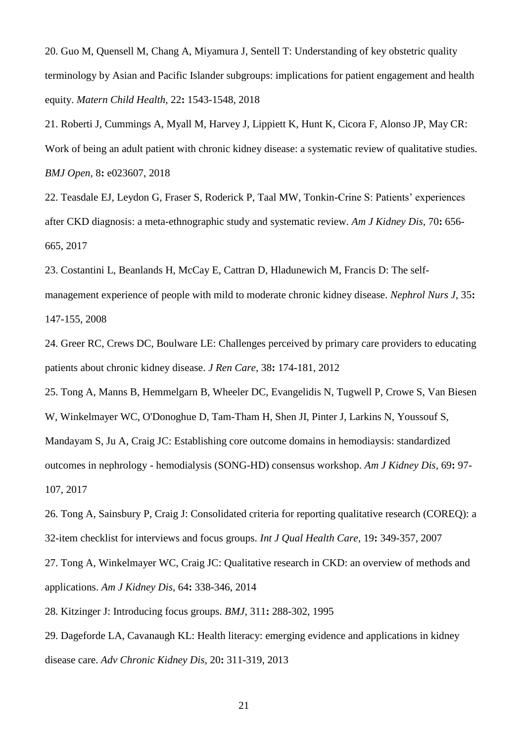20. Guo M, Quensell M, Chang A, Miyamura J, Sentell T: Understanding of key obstetric quality terminology by Asian and Pacific Islander subgroups: implications for patient engagement and health equity. *Matern Child Health,* 22**:** 1543-1548, 2018

21. Roberti J, Cummings A, Myall M, Harvey J, Lippiett K, Hunt K, Cicora F, Alonso JP, May CR: Work of being an adult patient with chronic kidney disease: a systematic review of qualitative studies. *BMJ Open,* 8**:** e023607, 2018

22. Teasdale EJ, Leydon G, Fraser S, Roderick P, Taal MW, Tonkin-Crine S: Patients' experiences after CKD diagnosis: a meta-ethnographic study and systematic review. *Am J Kidney Dis,* 70**:** 656-665, 2017

23. Costantini L, Beanlands H, McCay E, Cattran D, Hladunewich M, Francis D: The self-management experience of people with mild to moderate chronic kidney disease. *Nephrol Nurs J,* 35**:** 147-155, 2008

24. Greer RC, Crews DC, Boulware LE: Challenges perceived by primary care providers to educating patients about chronic kidney disease. *J Ren Care,* 38**:** 174-181, 2012

25. Tong A, Manns B, Hemmelgarn B, Wheeler DC, Evangelidis N, Tugwell P, Crowe S, Van Biesen W, Winkelmayer WC, O'Donoghue D, Tam-Tham H, Shen JI, Pinter J, Larkins N, Youssouf S, Mandayam S, Ju A, Craig JC: Establishing core outcome domains in hemodiaysis: standardized outcomes in nephrology - hemodialysis (SONG-HD) consensus workshop. *Am J Kidney Dis,* 69**:** 97-107, 2017

26. Tong A, Sainsbury P, Craig J: Consolidated criteria for reporting qualitative research (COREQ): a 32-item checklist for interviews and focus groups. *Int J Qual Health Care,* 19**:** 349-357, 2007

27. Tong A, Winkelmayer WC, Craig JC: Qualitative research in CKD: an overview of methods and applications. *Am J Kidney Dis,* 64**:** 338-346, 2014

28. Kitzinger J: Introducing focus groups. *BMJ,* 311**:** 288-302, 1995

29. Dageforde LA, Cavanaugh KL: Health literacy: emerging evidence and applications in kidney disease care. *Adv Chronic Kidney Dis,* 20**:** 311-319, 2013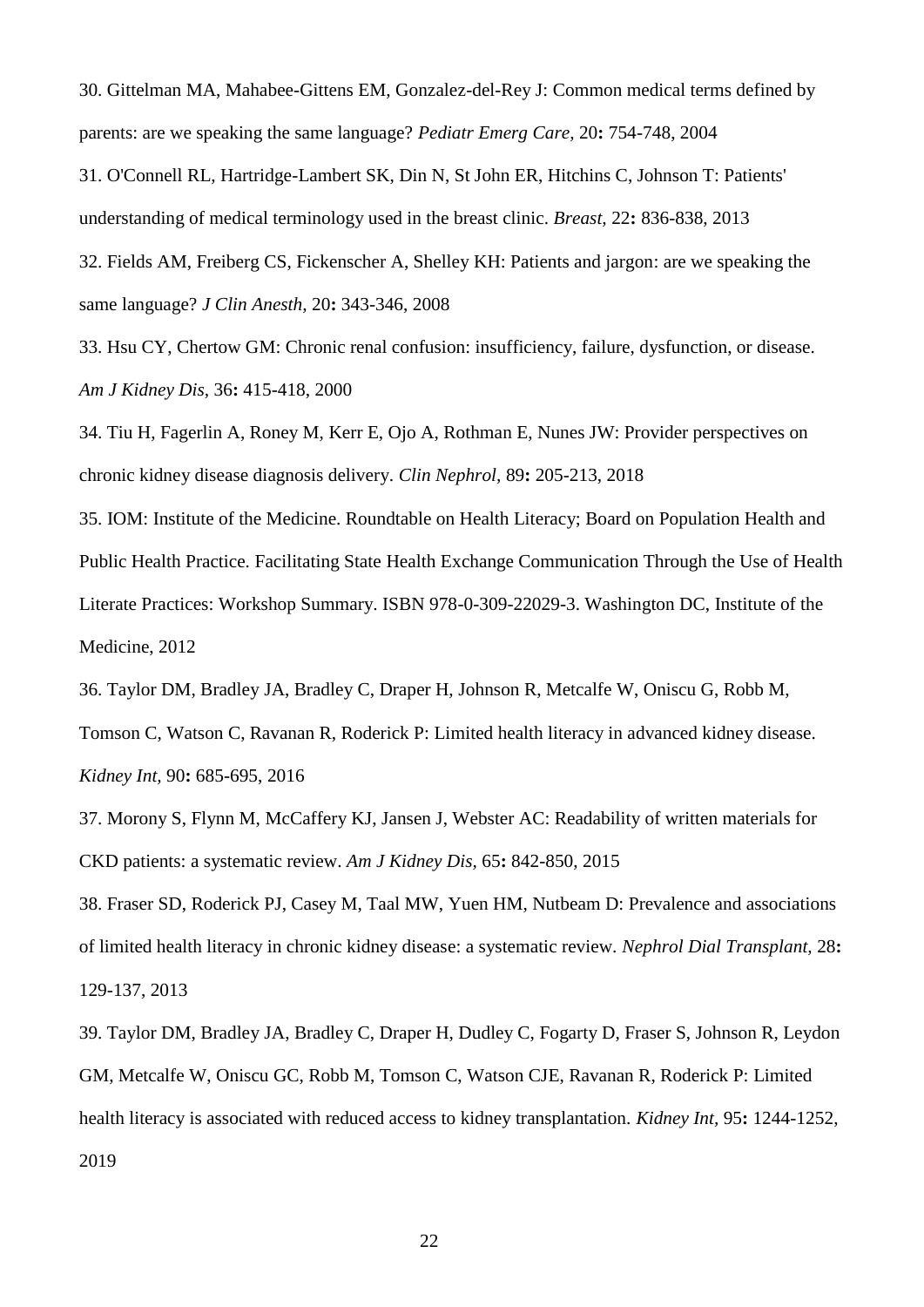30. Gittelman MA, Mahabee-Gittens EM, Gonzalez-del-Rey J: Common medical terms defined by parents: are we speaking the same language? *Pediatr Emerg Care,* 20**:** 754-748, 2004

31. O'Connell RL, Hartridge-Lambert SK, Din N, St John ER, Hitchins C, Johnson T: Patients' understanding of medical terminology used in the breast clinic. *Breast,* 22**:** 836-838, 2013

32. Fields AM, Freiberg CS, Fickenscher A, Shelley KH: Patients and jargon: are we speaking the same language? *J Clin Anesth,* 20**:** 343-346, 2008

33. Hsu CY, Chertow GM: Chronic renal confusion: insufficiency, failure, dysfunction, or disease. *Am J Kidney Dis,* 36**:** 415-418, 2000

34. Tiu H, Fagerlin A, Roney M, Kerr E, Ojo A, Rothman E, Nunes JW: Provider perspectives on chronic kidney disease diagnosis delivery. *Clin Nephrol,* 89**:** 205-213, 2018

35. IOM: Institute of the Medicine. Roundtable on Health Literacy; Board on Population Health and Public Health Practice. Facilitating State Health Exchange Communication Through the Use of Health Literate Practices: Workshop Summary. ISBN 978-0-309-22029-3. Washington DC, Institute of the Medicine, 2012

36. Taylor DM, Bradley JA, Bradley C, Draper H, Johnson R, Metcalfe W, Oniscu G, Robb M, Tomson C, Watson C, Ravanan R, Roderick P: Limited health literacy in advanced kidney disease. *Kidney Int,* 90**:** 685-695, 2016

37. Morony S, Flynn M, McCaffery KJ, Jansen J, Webster AC: Readability of written materials for CKD patients: a systematic review. *Am J Kidney Dis,* 65**:** 842-850, 2015

38. Fraser SD, Roderick PJ, Casey M, Taal MW, Yuen HM, Nutbeam D: Prevalence and associations of limited health literacy in chronic kidney disease: a systematic review. *Nephrol Dial Transplant,* 28**:** 129-137, 2013

39. Taylor DM, Bradley JA, Bradley C, Draper H, Dudley C, Fogarty D, Fraser S, Johnson R, Leydon GM, Metcalfe W, Oniscu GC, Robb M, Tomson C, Watson CJE, Ravanan R, Roderick P: Limited health literacy is associated with reduced access to kidney transplantation. *Kidney Int,* 95**:** 1244-1252, 2019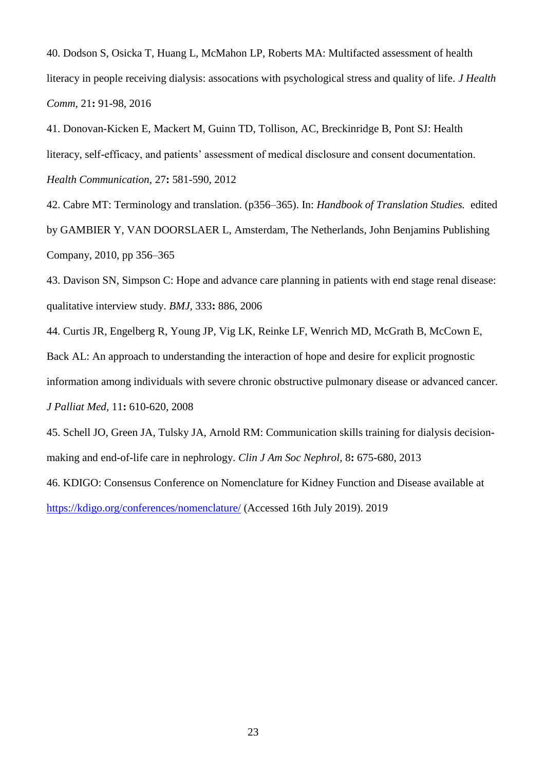40. Dodson S, Osicka T, Huang L, McMahon LP, Roberts MA: Multifacted assessment of health literacy in people receiving dialysis: assocations with psychological stress and quality of life. *J Health Comm,* 21**:** 91-98, 2016

41. Donovan-Kicken E, Mackert M, Guinn TD, Tollison, AC, Breckinridge B, Pont SJ: Health literacy, self-efficacy, and patients' assessment of medical disclosure and consent documentation. *Health Communication,* 27**:** 581-590, 2012

42. Cabre MT: Terminology and translation. (p356–365). In: *Handbook of Translation Studies.* edited by GAMBIER Y, VAN DOORSLAER L, Amsterdam, The Netherlands, John Benjamins Publishing Company, 2010, pp 356–365

43. Davison SN, Simpson C: Hope and advance care planning in patients with end stage renal disease: qualitative interview study. *BMJ,* 333**:** 886, 2006

44. Curtis JR, Engelberg R, Young JP, Vig LK, Reinke LF, Wenrich MD, McGrath B, McCown E, Back AL: An approach to understanding the interaction of hope and desire for explicit prognostic information among individuals with severe chronic obstructive pulmonary disease or advanced cancer. *J Palliat Med,* 11**:** 610-620, 2008

45. Schell JO, Green JA, Tulsky JA, Arnold RM: Communication skills training for dialysis decision-making and end-of-life care in nephrology. *Clin J Am Soc Nephrol,* 8**:** 675-680, 2013

46. KDIGO: Consensus Conference on Nomenclature for Kidney Function and Disease available at https://kdigo.org/conferences/nomenclature/ (Accessed 16th July 2019). 2019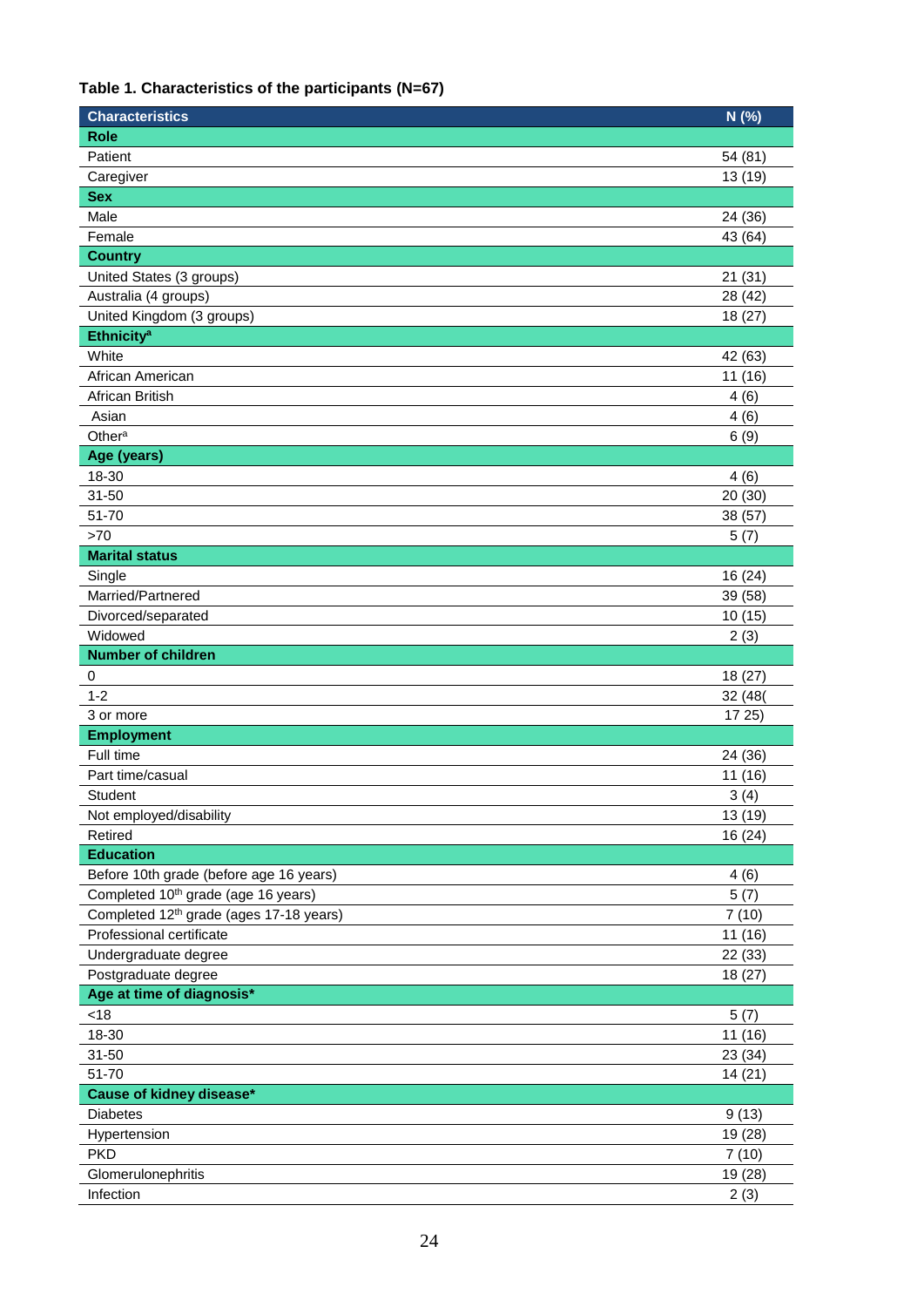**Table 1. Characteristics of the participants (N=67)**

| Characteristics | N (%) |
|---|---|
| **Role** | |
| Patient | 54 (81) |
| Caregiver | 13 (19) |
| **Sex** | |
| Male | 24 (36) |
| Female | 43 (64) |
| **Country** | |
| United States (3 groups) | 21 (31) |
| Australia (4 groups) | 28 (42) |
| United Kingdom (3 groups) | 18 (27) |
| **Ethnicity[a]** | |
| White | 42 (63) |
| African American | 11 (16) |
| African British | 4 (6) |
| Asian | 4 (6) |
| Other[a] | 6 (9) |
| **Age (years)** | |
| 18-30 | 4 (6) |
| 31-50 | 20 (30) |
| 51-70 | 38 (57) |
| >70 | 5 (7) |
| **Marital status** | |
| Single | 16 (24) |
| Married/Partnered | 39 (58) |
| Divorced/separated | 10 (15) |
| Widowed | 2 (3) |
| **Number of children** | |
| 0 | 18 (27) |
| 1-2 | 32 (48( |
| 3 or more | 17 25) |
| **Employment** | |
| Full time | 24 (36) |
| Part time/casual | 11 (16) |
| Student | 3 (4) |
| Not employed/disability | 13 (19) |
| Retired | 16 (24) |
| **Education** | |
| Before 10th grade (before age 16 years) | 4 (6) |
| Completed 10th grade (age 16 years) | 5 (7) |
| Completed 12th grade (ages 17-18 years) | 7 (10) |
| Professional certificate | 11 (16) |
| Undergraduate degree | 22 (33) |
| Postgraduate degree | 18 (27) |
| **Age at time of diagnosis*** | |
| <18 | 5 (7) |
| 18-30 | 11 (16) |
| 31-50 | 23 (34) |
| 51-70 | 14 (21) |
| **Cause of kidney disease*** | |
| Diabetes | 9 (13) |
| Hypertension | 19 (28) |
| PKD | 7 (10) |
| Glomerulonephritis | 19 (28) |
| Infection | 2 (3) |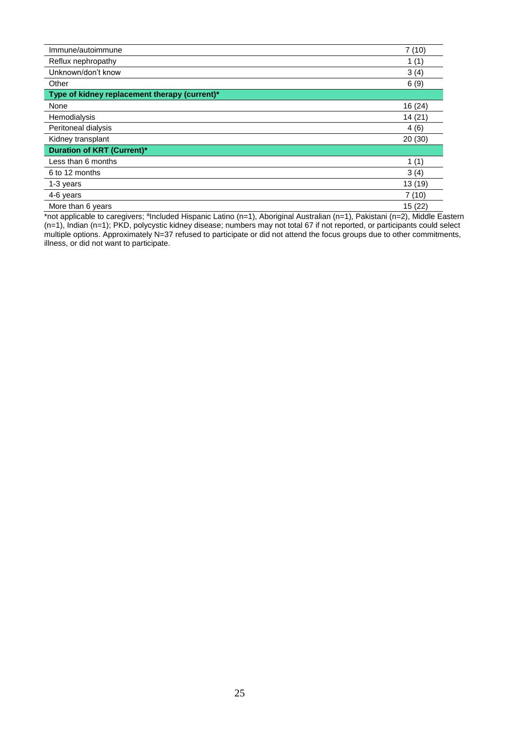| | |
|---|---|
| Immune/autoimmune | 7 (10) |
| Reflux nephropathy | 1 (1) |
| Unknown/don't know | 3 (4) |
| Other | 6 (9) |
| **Type of kidney replacement therapy (current)*** | |
| None | 16 (24) |
| Hemodialysis | 14 (21) |
| Peritoneal dialysis | 4 (6) |
| Kidney transplant | 20 (30) |
| **Duration of KRT (Current)*** | |
| Less than 6 months | 1 (1) |
| 6 to 12 months | 3 (4) |
| 1-3 years | 13 (19) |
| 4-6 years | 7 (10) |
| More than 6 years | 15 (22) |

*not applicable to caregivers; [a]Included Hispanic Latino (n=1), Aboriginal Australian (n=1), Pakistani (n=2), Middle Eastern (n=1), Indian (n=1); PKD, polycystic kidney disease; numbers may not total 67 if not reported, or participants could select multiple options. Approximately N=37 refused to participate or did not attend the focus groups due to other commitments, illness, or did not want to participate.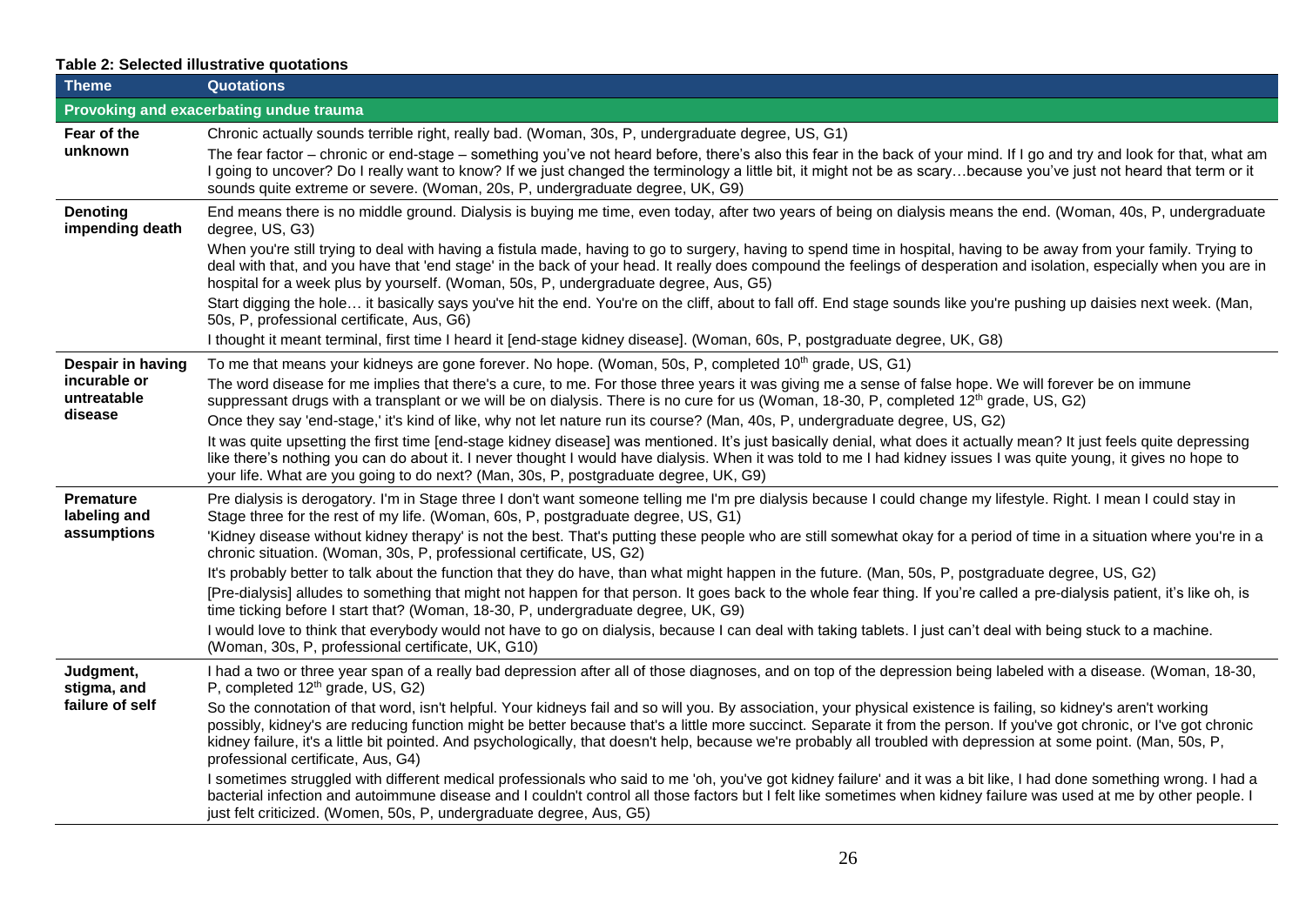**Table 2: Selected illustrative quotations**

| Theme | Quotations |
|---|---|
| **Provoking and exacerbating undue trauma** | |
| **Fear of the unknown** | Chronic actually sounds terrible right, really bad. (Woman, 30s, P, undergraduate degree, US, G1) |
| | The fear factor – chronic or end-stage – something you've not heard before, there's also this fear in the back of your mind. If I go and try and look for that, what am I going to uncover? Do I really want to know? If we just changed the terminology a little bit, it might not be as scary…because you've just not heard that term or it sounds quite extreme or severe. (Woman, 20s, P, undergraduate degree, UK, G9) |
| **Denoting impending death** | End means there is no middle ground. Dialysis is buying me time, even today, after two years of being on dialysis means the end. (Woman, 40s, P, undergraduate degree, US, G3) |
| | When you're still trying to deal with having a fistula made, having to go to surgery, having to spend time in hospital, having to be away from your family. Trying to deal with that, and you have that 'end stage' in the back of your head. It really does compound the feelings of desperation and isolation, especially when you are in hospital for a week plus by yourself. (Woman, 50s, P, undergraduate degree, Aus, G5) |
| | Start digging the hole… it basically says you've hit the end. You're on the cliff, about to fall off. End stage sounds like you're pushing up daisies next week. (Man, 50s, P, professional certificate, Aus, G6) |
| | I thought it meant terminal, first time I heard it [end-stage kidney disease]. (Woman, 60s, P, postgraduate degree, UK, G8) |
| **Despair in having incurable or untreatable disease** | To me that means your kidneys are gone forever. No hope. (Woman, 50s, P, completed 10th grade, US, G1) |
| | The word disease for me implies that there's a cure, to me. For those three years it was giving me a sense of false hope. We will forever be on immune suppressant drugs with a transplant or we will be on dialysis. There is no cure for us (Woman, 18-30, P, completed 12th grade, US, G2) |
| | Once they say 'end-stage,' it's kind of like, why not let nature run its course? (Man, 40s, P, undergraduate degree, US, G2) |
| | It was quite upsetting the first time [end-stage kidney disease] was mentioned. It's just basically denial, what does it actually mean? It just feels quite depressing like there's nothing you can do about it. I never thought I would have dialysis. When it was told to me I had kidney issues I was quite young, it gives no hope to your life. What are you going to do next? (Man, 30s, P, postgraduate degree, UK, G9) |
| **Premature labeling and assumptions** | Pre dialysis is derogatory. I'm in Stage three I don't want someone telling me I'm pre dialysis because I could change my lifestyle. Right. I mean I could stay in Stage three for the rest of my life. (Woman, 60s, P, postgraduate degree, US, G1) |
| | 'Kidney disease without kidney therapy' is not the best. That's putting these people who are still somewhat okay for a period of time in a situation where you're in a chronic situation. (Woman, 30s, P, professional certificate, US, G2) |
| | It's probably better to talk about the function that they do have, than what might happen in the future. (Man, 50s, P, postgraduate degree, US, G2) |
| | [Pre-dialysis] alludes to something that might not happen for that person. It goes back to the whole fear thing. If you're called a pre-dialysis patient, it's like oh, is time ticking before I start that? (Woman, 18-30, P, undergraduate degree, UK, G9) |
| | I would love to think that everybody would not have to go on dialysis, because I can deal with taking tablets. I just can't deal with being stuck to a machine. (Woman, 30s, P, professional certificate, UK, G10) |
| **Judgment, stigma, and failure of self** | I had a two or three year span of a really bad depression after all of those diagnoses, and on top of the depression being labeled with a disease. (Woman, 18-30, P, completed 12th grade, US, G2) |
| | So the connotation of that word, isn't helpful. Your kidneys fail and so will you. By association, your physical existence is failing, so kidney's aren't working possibly, kidney's are reducing function might be better because that's a little more succinct. Separate it from the person. If you've got chronic, or I've got chronic kidney failure, it's a little bit pointed. And psychologically, that doesn't help, because we're probably all troubled with depression at some point. (Man, 50s, P, professional certificate, Aus, G4) |
| | I sometimes struggled with different medical professionals who said to me 'oh, you've got kidney failure' and it was a bit like, I had done something wrong. I had a bacterial infection and autoimmune disease and I couldn't control all those factors but I felt like sometimes when kidney failure was used at me by other people. I just felt criticized. (Women, 50s, P, undergraduate degree, Aus, G5) |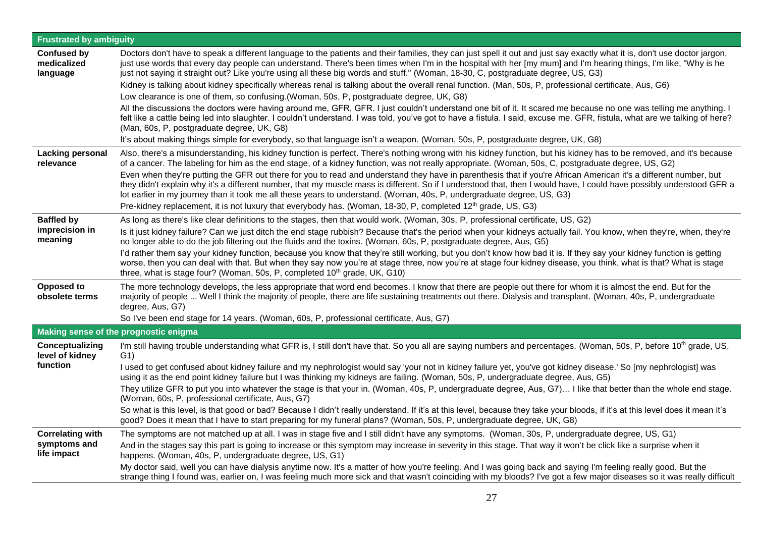| | |
|---|---|
| **Frustrated by ambiguity** | |
| **Confused by medicalized language** | Doctors don't have to speak a different language to the patients and their families, they can just spell it out and just say exactly what it is, don't use doctor jargon, just use words that every day people can understand. There's been times when I'm in the hospital with her [my mum] and I'm hearing things, I'm like, "Why is he just not saying it straight out? Like you're using all these big words and stuff." (Woman, 18-30, C, postgraduate degree, US, G3) |
| | Kidney is talking about kidney specifically whereas renal is talking about the overall renal function. (Man, 50s, P, professional certificate, Aus, G6) |
| | Low clearance is one of them, so confusing.(Woman, 50s, P, postgraduate degree, UK, G8) |
| | All the discussions the doctors were having around me, GFR, GFR. I just couldn't understand one bit of it. It scared me because no one was telling me anything. I felt like a cattle being led into slaughter. I couldn't understand. I was told, you've got to have a fistula. I said, excuse me. GFR, fistula, what are we talking of here? (Man, 60s, P, postgraduate degree, UK, G8) |
| | It's about making things simple for everybody, so that language isn't a weapon. (Woman, 50s, P, postgraduate degree, UK, G8) |
| **Lacking personal relevance** | Also, there's a misunderstanding, his kidney function is perfect. There's nothing wrong with his kidney function, but his kidney has to be removed, and it's because of a cancer. The labeling for him as the end stage, of a kidney function, was not really appropriate. (Woman, 50s, C, postgraduate degree, US, G2) |
| | Even when they're putting the GFR out there for you to read and understand they have in parenthesis that if you're African American it's a different number, but they didn't explain why it's a different number, that my muscle mass is different. So if I understood that, then I would have, I could have possibly understood GFR a lot earlier in my journey than it took me all these years to understand. (Woman, 40s, P, undergraduate degree, US, G3) |
| | Pre-kidney replacement, it is not luxury that everybody has. (Woman, 18-30, P, completed 12th grade, US, G3) |
| **Baffled by imprecision in meaning** | As long as there's like clear definitions to the stages, then that would work. (Woman, 30s, P, professional certificate, US, G2) |
| | Is it just kidney failure? Can we just ditch the end stage rubbish? Because that's the period when your kidneys actually fail. You know, when they're, when, they're no longer able to do the job filtering out the fluids and the toxins. (Woman, 60s, P, postgraduate degree, Aus, G5) |
| | I'd rather them say your kidney function, because you know that they're still working, but you don't know how bad it is. If they say your kidney function is getting worse, then you can deal with that. But when they say now you're at stage three, now you're at stage four kidney disease, you think, what is that? What is stage three, what is stage four? (Woman, 50s, P, completed 10th grade, UK, G10) |
| **Opposed to obsolete terms** | The more technology develops, the less appropriate that word end becomes. I know that there are people out there for whom it is almost the end. But for the majority of people ... Well I think the majority of people, there are life sustaining treatments out there. Dialysis and transplant. (Woman, 40s, P, undergraduate degree, Aus, G7) |
| | So I've been end stage for 14 years. (Woman, 60s, P, professional certificate, Aus, G7) |
| **Making sense of the prognostic enigma** | |
| **Conceptualizing level of kidney function** | I'm still having trouble understanding what GFR is, I still don't have that. So you all are saying numbers and percentages. (Woman, 50s, P, before 10th grade, US, G1) |
| | I used to get confused about kidney failure and my nephrologist would say 'your not in kidney failure yet, you've got kidney disease.' So [my nephrologist] was using it as the end point kidney failure but I was thinking my kidneys are failing. (Woman, 50s, P, undergraduate degree, Aus, G5) |
| | They utilize GFR to put you into whatever the stage is that your in. (Woman, 40s, P, undergraduate degree, Aus, G7)… I like that better than the whole end stage. (Woman, 60s, P, professional certificate, Aus, G7) |
| | So what is this level, is that good or bad? Because I didn't really understand. If it's at this level, because they take your bloods, if it's at this level does it mean it's good? Does it mean that I have to start preparing for my funeral plans? (Woman, 50s, P, undergraduate degree, UK, G8) |
| **Correlating with symptoms and life impact** | The symptoms are not matched up at all. I was in stage five and I still didn't have any symptoms. (Woman, 30s, P, undergraduate degree, US, G1) |
| | And in the stages say this part is going to increase or this symptom may increase in severity in this stage. That way it won't be click like a surprise when it happens. (Woman, 40s, P, undergraduate degree, US, G1) |
| | My doctor said, well you can have dialysis anytime now. It's a matter of how you're feeling. And I was going back and saying I'm feeling really good. But the strange thing I found was, earlier on, I was feeling much more sick and that wasn't coinciding with my bloods? I've got a few major diseases so it was really difficult |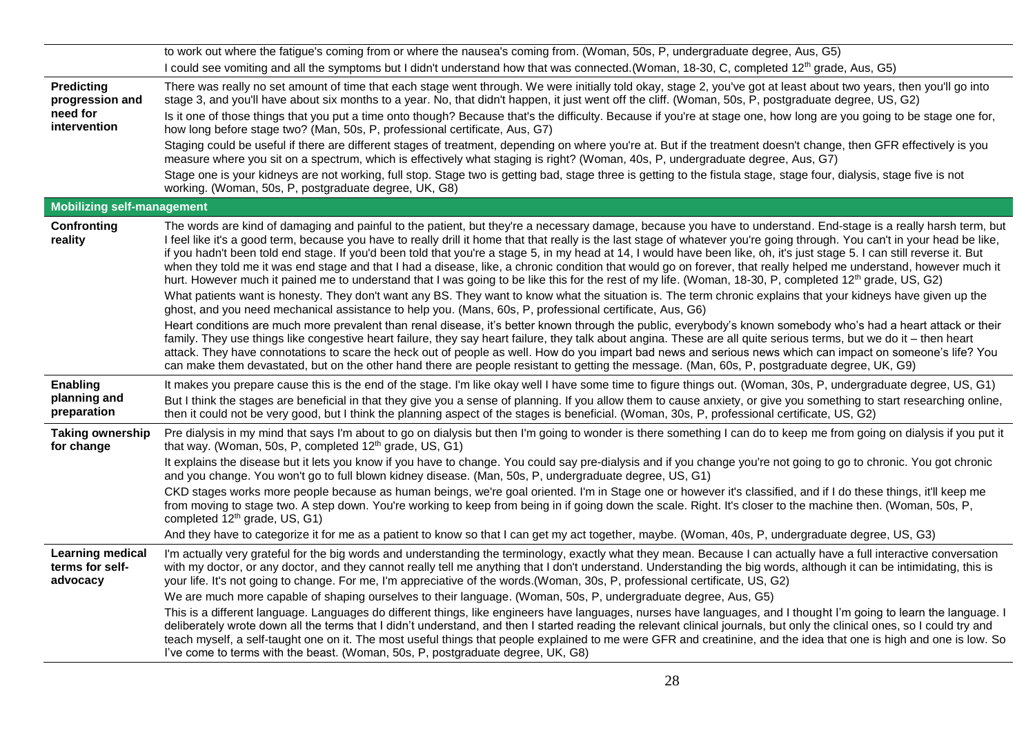| | |
|---|---|
| | to work out where the fatigue's coming from or where the nausea's coming from. (Woman, 50s, P, undergraduate degree, Aus, G5) |
| | I could see vomiting and all the symptoms but I didn't understand how that was connected.(Woman, 18-30, C, completed 12th grade, Aus, G5) |
| **Predicting progression and need for intervention** | There was really no set amount of time that each stage went through. We were initially told okay, stage 2, you've got at least about two years, then you'll go into stage 3, and you'll have about six months to a year. No, that didn't happen, it just went off the cliff. (Woman, 50s, P, postgraduate degree, US, G2) |
| | Is it one of those things that you put a time onto though? Because that's the difficulty. Because if you're at stage one, how long are you going to be stage one for, how long before stage two? (Man, 50s, P, professional certificate, Aus, G7) |
| | Staging could be useful if there are different stages of treatment, depending on where you're at. But if the treatment doesn't change, then GFR effectively is you measure where you sit on a spectrum, which is effectively what staging is right? (Woman, 40s, P, undergraduate degree, Aus, G7) |
| | Stage one is your kidneys are not working, full stop. Stage two is getting bad, stage three is getting to the fistula stage, stage four, dialysis, stage five is not working. (Woman, 50s, P, postgraduate degree, UK, G8) |
| **Mobilizing self-management** | |
| **Confronting reality** | The words are kind of damaging and painful to the patient, but they're a necessary damage, because you have to understand. End-stage is a really harsh term, but I feel like it's a good term, because you have to really drill it home that that really is the last stage of whatever you're going through. You can't in your head be like, if you hadn't been told end stage. If you'd been told that you're a stage 5, in my head at 14, I would have been like, oh, it's just stage 5. I can still reverse it. But when they told me it was end stage and that I had a disease, like, a chronic condition that would go on forever, that really helped me understand, however much it hurt. However much it pained me to understand that I was going to be like this for the rest of my life. (Woman, 18-30, P, completed 12th grade, US, G2) |
| | What patients want is honesty. They don't want any BS. They want to know what the situation is. The term chronic explains that your kidneys have given up the ghost, and you need mechanical assistance to help you. (Mans, 60s, P, professional certificate, Aus, G6) |
| | Heart conditions are much more prevalent than renal disease, it's better known through the public, everybody's known somebody who's had a heart attack or their family. They use things like congestive heart failure, they say heart failure, they talk about angina. These are all quite serious terms, but we do it – then heart attack. They have connotations to scare the heck out of people as well. How do you impart bad news and serious news which can impact on someone's life? You can make them devastated, but on the other hand there are people resistant to getting the message. (Man, 60s, P, postgraduate degree, UK, G9) |
| **Enabling planning and preparation** | It makes you prepare cause this is the end of the stage. I'm like okay well I have some time to figure things out. (Woman, 30s, P, undergraduate degree, US, G1) |
| | But I think the stages are beneficial in that they give you a sense of planning. If you allow them to cause anxiety, or give you something to start researching online, then it could not be very good, but I think the planning aspect of the stages is beneficial. (Woman, 30s, P, professional certificate, US, G2) |
| **Taking ownership for change** | Pre dialysis in my mind that says I'm about to go on dialysis but then I'm going to wonder is there something I can do to keep me from going on dialysis if you put it that way. (Woman, 50s, P, completed 12th grade, US, G1) |
| | It explains the disease but it lets you know if you have to change. You could say pre-dialysis and if you change you're not going to go to chronic. You got chronic and you change. You won't go to full blown kidney disease. (Man, 50s, P, undergraduate degree, US, G1) |
| | CKD stages works more people because as human beings, we're goal oriented. I'm in Stage one or however it's classified, and if I do these things, it'll keep me from moving to stage two. A step down. You're working to keep from being in if going down the scale. Right. It's closer to the machine then. (Woman, 50s, P, completed 12th grade, US, G1) |
| | And they have to categorize it for me as a patient to know so that I can get my act together, maybe. (Woman, 40s, P, undergraduate degree, US, G3) |
| **Learning medical terms for self-advocacy** | I'm actually very grateful for the big words and understanding the terminology, exactly what they mean. Because I can actually have a full interactive conversation with my doctor, or any doctor, and they cannot really tell me anything that I don't understand. Understanding the big words, although it can be intimidating, this is your life. It's not going to change. For me, I'm appreciative of the words.(Woman, 30s, P, professional certificate, US, G2) |
| | We are much more capable of shaping ourselves to their language. (Woman, 50s, P, undergraduate degree, Aus, G5) |
| | This is a different language. Languages do different things, like engineers have languages, nurses have languages, and I thought I'm going to learn the language. I deliberately wrote down all the terms that I didn't understand, and then I started reading the relevant clinical journals, but only the clinical ones, so I could try and teach myself, a self-taught one on it. The most useful things that people explained to me were GFR and creatinine, and the idea that one is high and one is low. So I've come to terms with the beast. (Woman, 50s, P, postgraduate degree, UK, G8) |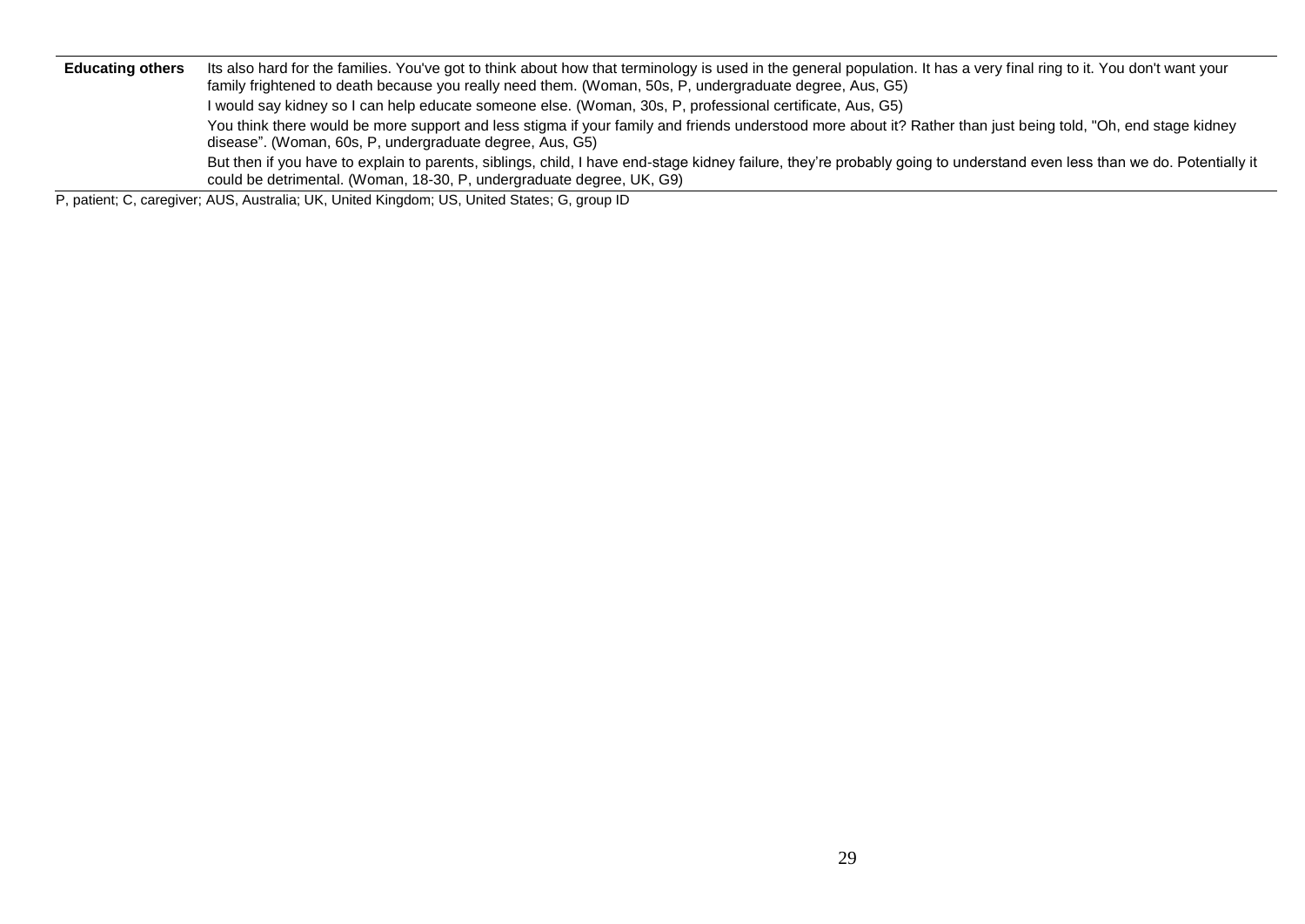| | |
|---|---|
| **Educating others** | Its also hard for the families. You've got to think about how that terminology is used in the general population. It has a very final ring to it. You don't want your family frightened to death because you really need them. (Woman, 50s, P, undergraduate degree, Aus, G5) |
| | I would say kidney so I can help educate someone else. (Woman, 30s, P, professional certificate, Aus, G5) |
| | You think there would be more support and less stigma if your family and friends understood more about it? Rather than just being told, "Oh, end stage kidney disease". (Woman, 60s, P, undergraduate degree, Aus, G5) |
| | But then if you have to explain to parents, siblings, child, I have end-stage kidney failure, they're probably going to understand even less than we do. Potentially it could be detrimental. (Woman, 18-30, P, undergraduate degree, UK, G9) |

P, patient; C, caregiver; AUS, Australia; UK, United Kingdom; US, United States; G, group ID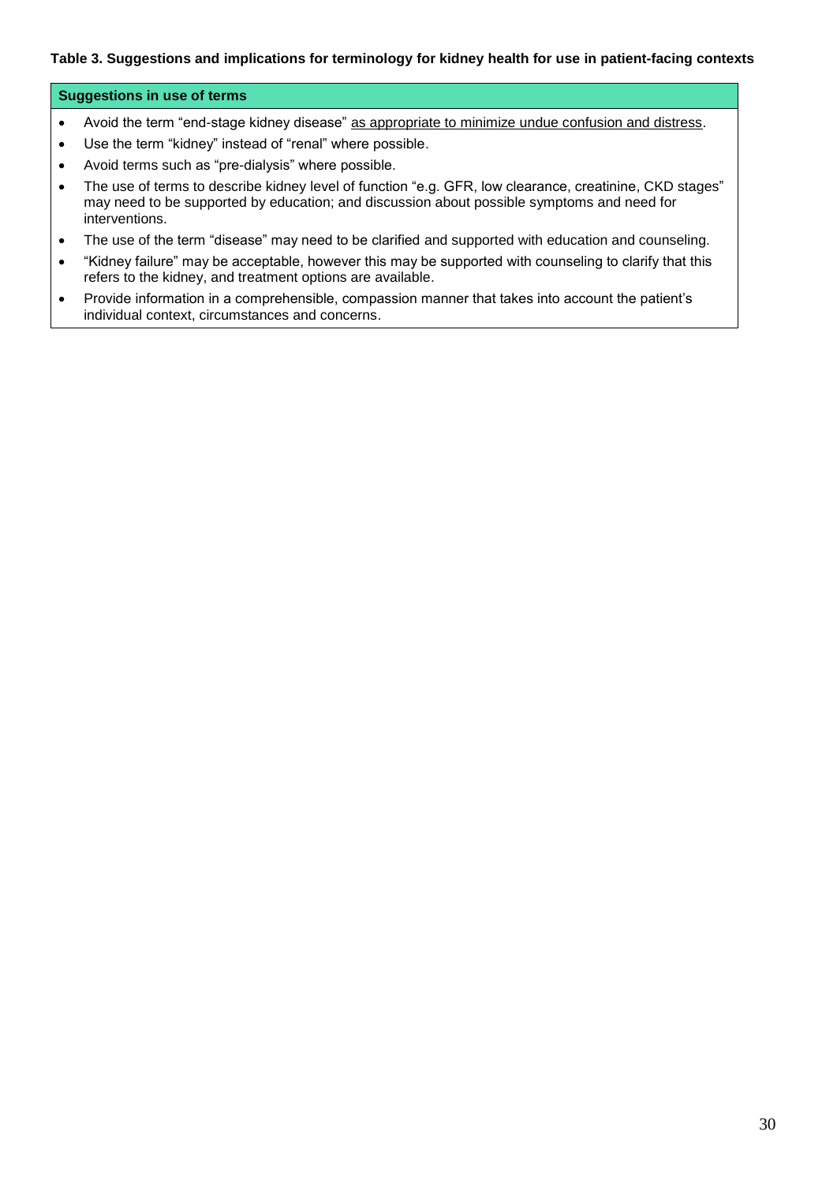**Table 3. Suggestions and implications for terminology for kidney health for use in patient-facing contexts**

| Suggestions in use of terms |
|---|
| • Avoid the term "end-stage kidney disease" <u>as appropriate to minimize undue confusion and distress</u>.<br>• Use the term "kidney" instead of "renal" where possible.<br>• Avoid terms such as "pre-dialysis" where possible.<br>• The use of terms to describe kidney level of function "e.g. GFR, low clearance, creatinine, CKD stages" may need to be supported by education; and discussion about possible symptoms and need for interventions.<br>• The use of the term "disease" may need to be clarified and supported with education and counseling.<br>• "Kidney failure" may be acceptable, however this may be supported with counseling to clarify that this refers to the kidney, and treatment options are available.<br>• Provide information in a comprehensible, compassion manner that takes into account the patient's individual context, circumstances and concerns. |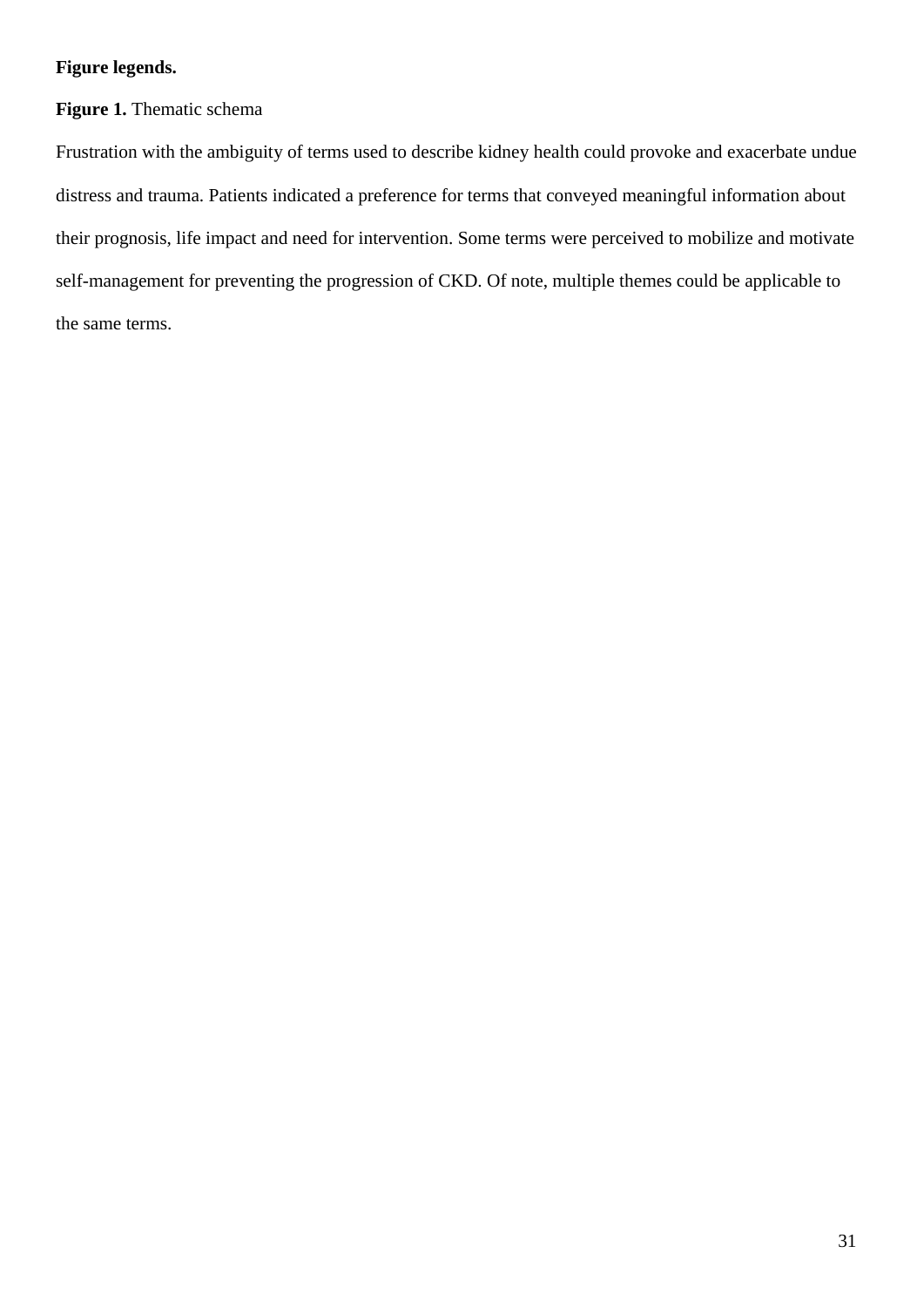**Figure legends.**

**Figure 1.** Thematic schema

Frustration with the ambiguity of terms used to describe kidney health could provoke and exacerbate undue distress and trauma. Patients indicated a preference for terms that conveyed meaningful information about their prognosis, life impact and need for intervention. Some terms were perceived to mobilize and motivate self-management for preventing the progression of CKD. Of note, multiple themes could be applicable to the same terms.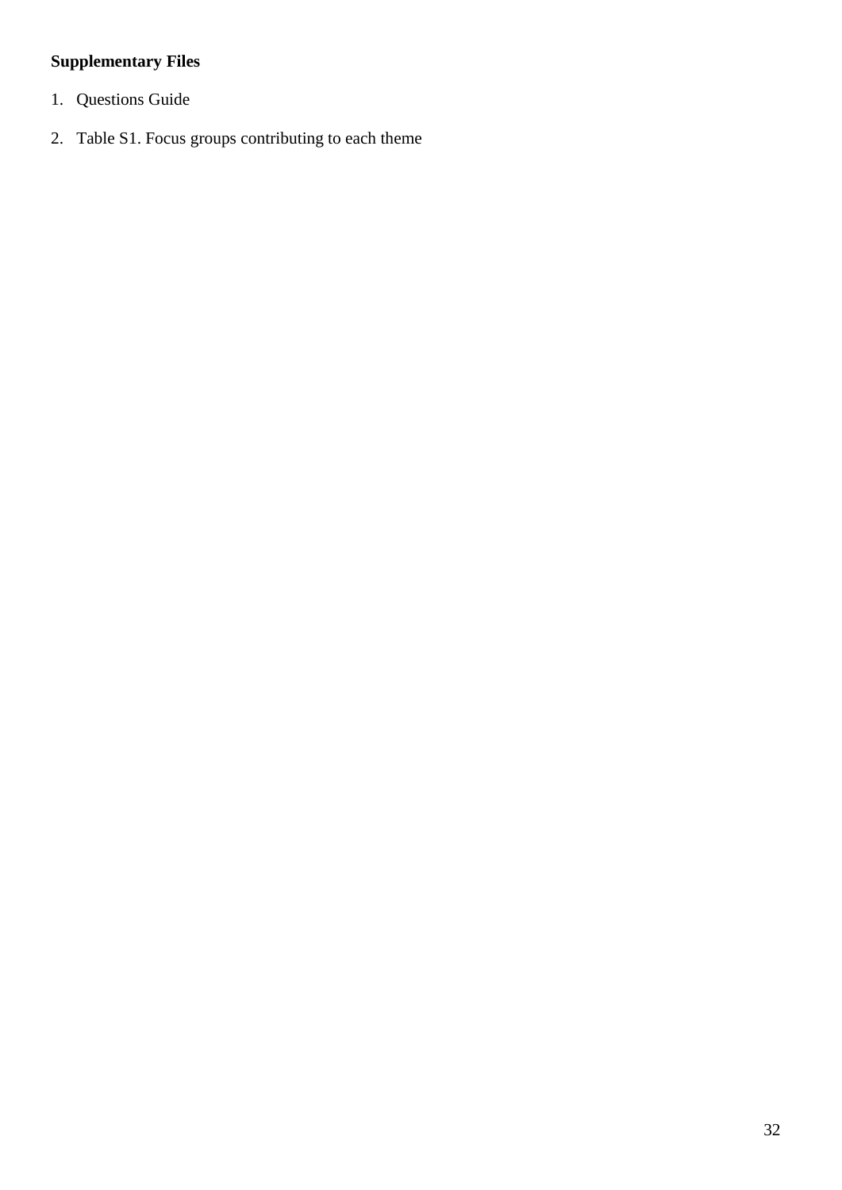**Supplementary Files**

1. Questions Guide
2. Table S1. Focus groups contributing to each theme